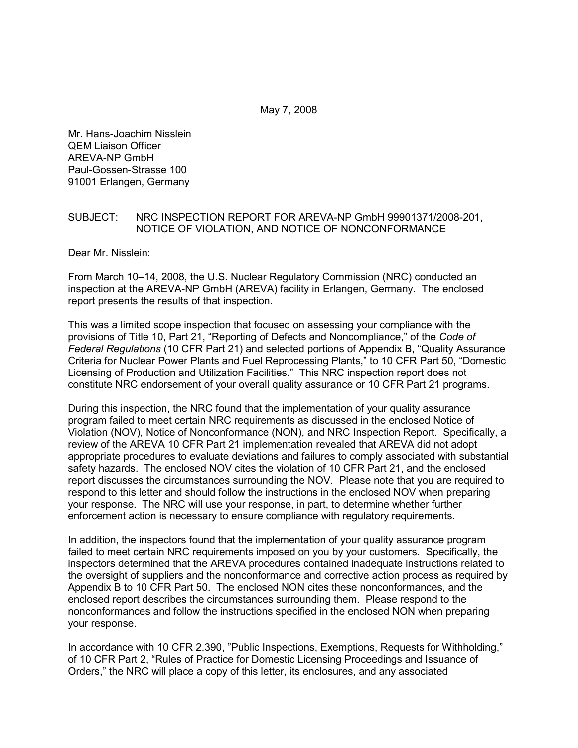May 7, 2008

Mr. Hans-Joachim Nisslein
QEM Liaison Officer
AREVA-NP GmbH
Paul-Gossen-Strasse 100
91001 Erlangen, Germany

SUBJECT: NRC INSPECTION REPORT FOR AREVA-NP GmbH 99901371/2008-201, NOTICE OF VIOLATION, AND NOTICE OF NONCONFORMANCE

Dear Mr. Nisslein:

From March 10–14, 2008, the U.S. Nuclear Regulatory Commission (NRC) conducted an inspection at the AREVA-NP GmbH (AREVA) facility in Erlangen, Germany. The enclosed report presents the results of that inspection.

This was a limited scope inspection that focused on assessing your compliance with the provisions of Title 10, Part 21, "Reporting of Defects and Noncompliance," of the *Code of Federal Regulations* (10 CFR Part 21) and selected portions of Appendix B, "Quality Assurance Criteria for Nuclear Power Plants and Fuel Reprocessing Plants," to 10 CFR Part 50, "Domestic Licensing of Production and Utilization Facilities." This NRC inspection report does not constitute NRC endorsement of your overall quality assurance or 10 CFR Part 21 programs.

During this inspection, the NRC found that the implementation of your quality assurance program failed to meet certain NRC requirements as discussed in the enclosed Notice of Violation (NOV), Notice of Nonconformance (NON), and NRC Inspection Report. Specifically, a review of the AREVA 10 CFR Part 21 implementation revealed that AREVA did not adopt appropriate procedures to evaluate deviations and failures to comply associated with substantial safety hazards. The enclosed NOV cites the violation of 10 CFR Part 21, and the enclosed report discusses the circumstances surrounding the NOV. Please note that you are required to respond to this letter and should follow the instructions in the enclosed NOV when preparing your response. The NRC will use your response, in part, to determine whether further enforcement action is necessary to ensure compliance with regulatory requirements.

In addition, the inspectors found that the implementation of your quality assurance program failed to meet certain NRC requirements imposed on you by your customers. Specifically, the inspectors determined that the AREVA procedures contained inadequate instructions related to the oversight of suppliers and the nonconformance and corrective action process as required by Appendix B to 10 CFR Part 50. The enclosed NON cites these nonconformances, and the enclosed report describes the circumstances surrounding them. Please respond to the nonconformances and follow the instructions specified in the enclosed NON when preparing your response.

In accordance with 10 CFR 2.390, "Public Inspections, Exemptions, Requests for Withholding," of 10 CFR Part 2, "Rules of Practice for Domestic Licensing Proceedings and Issuance of Orders," the NRC will place a copy of this letter, its enclosures, and any associated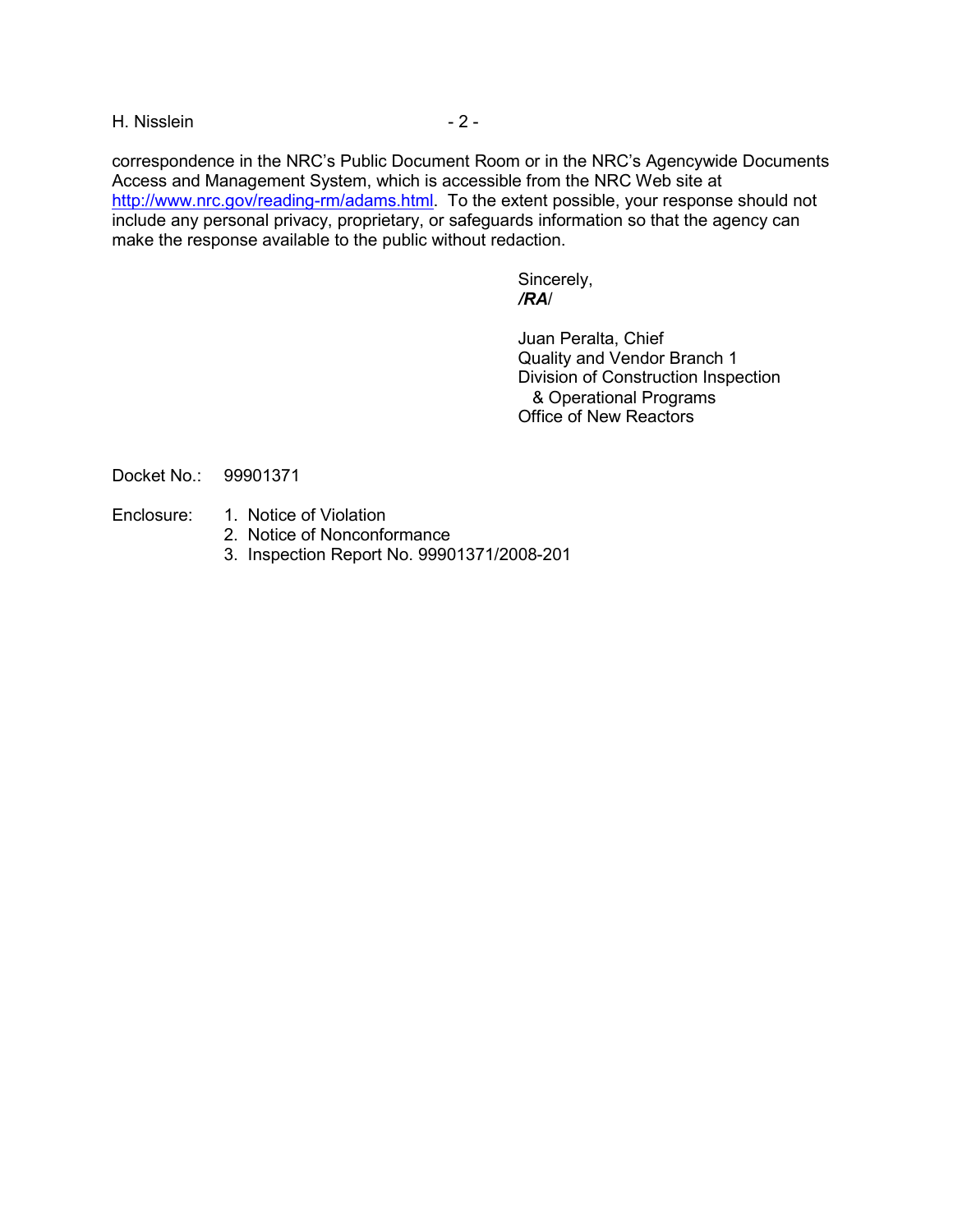correspondence in the NRC's Public Document Room or in the NRC's Agencywide Documents Access and Management System, which is accessible from the NRC Web site at http://www.nrc.gov/reading-rm/adams.html. To the extent possible, your response should not include any personal privacy, proprietary, or safeguards information so that the agency can make the response available to the public without redaction.

Sincerely,
***/RA/***

Juan Peralta, Chief
Quality and Vendor Branch 1
Division of Construction Inspection
& Operational Programs
Office of New Reactors

Docket No.: 99901371

Enclosure:
1. Notice of Violation
2. Notice of Nonconformance
3. Inspection Report No. 99901371/2008-201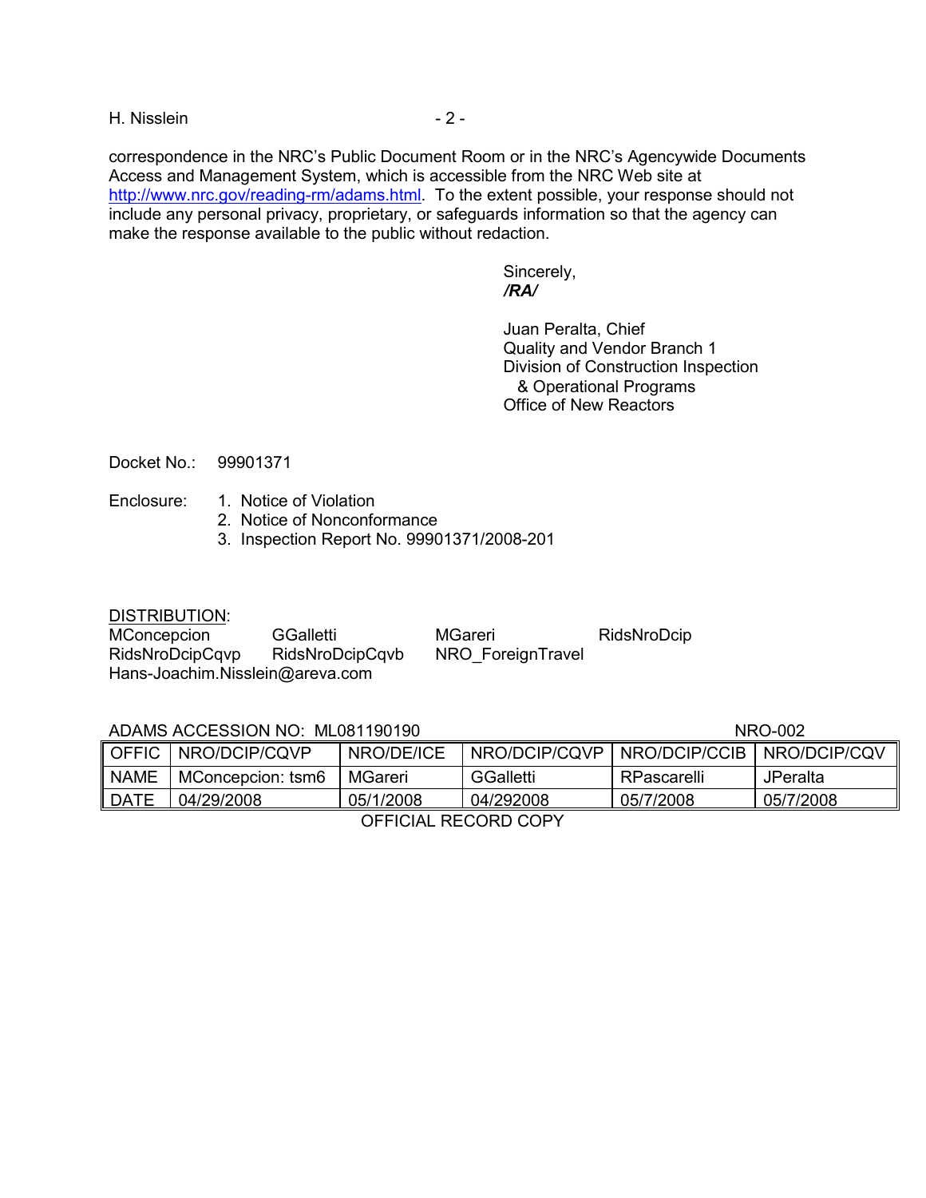correspondence in the NRC's Public Document Room or in the NRC's Agencywide Documents Access and Management System, which is accessible from the NRC Web site at http://www.nrc.gov/reading-rm/adams.html. To the extent possible, your response should not include any personal privacy, proprietary, or safeguards information so that the agency can make the response available to the public without redaction.

Sincerely,
*/RA/*

Juan Peralta, Chief
Quality and Vendor Branch 1
Division of Construction Inspection
& Operational Programs
Office of New Reactors

Docket No.: 99901371

Enclosure:
1. Notice of Violation
2. Notice of Nonconformance
3. Inspection Report No. 99901371/2008-201

DISTRIBUTION:
MConcepcion GGalletti MGareri RidsNroDcip
RidsNroDcipCqvp RidsNroDcipCqvb NRO_ForeignTravel
Hans-Joachim.Nisslein@areva.com

ADAMS ACCESSION NO: ML081190190 NRO-002

| OFFIC | NRO/DCIP/CQVP | NRO/DE/ICE | NRO/DCIP/CQVP | NRO/DCIP/CCIB | NRO/DCIP/CQV |
|---|---|---|---|---|---|
| NAME | MConcepcion: tsm6 | MGareri | GGalletti | RPascarelli | JPeralta |
| DATE | 04/29/2008 | 05/1/2008 | 04/292008 | 05/7/2008 | 05/7/2008 |

OFFICIAL RECORD COPY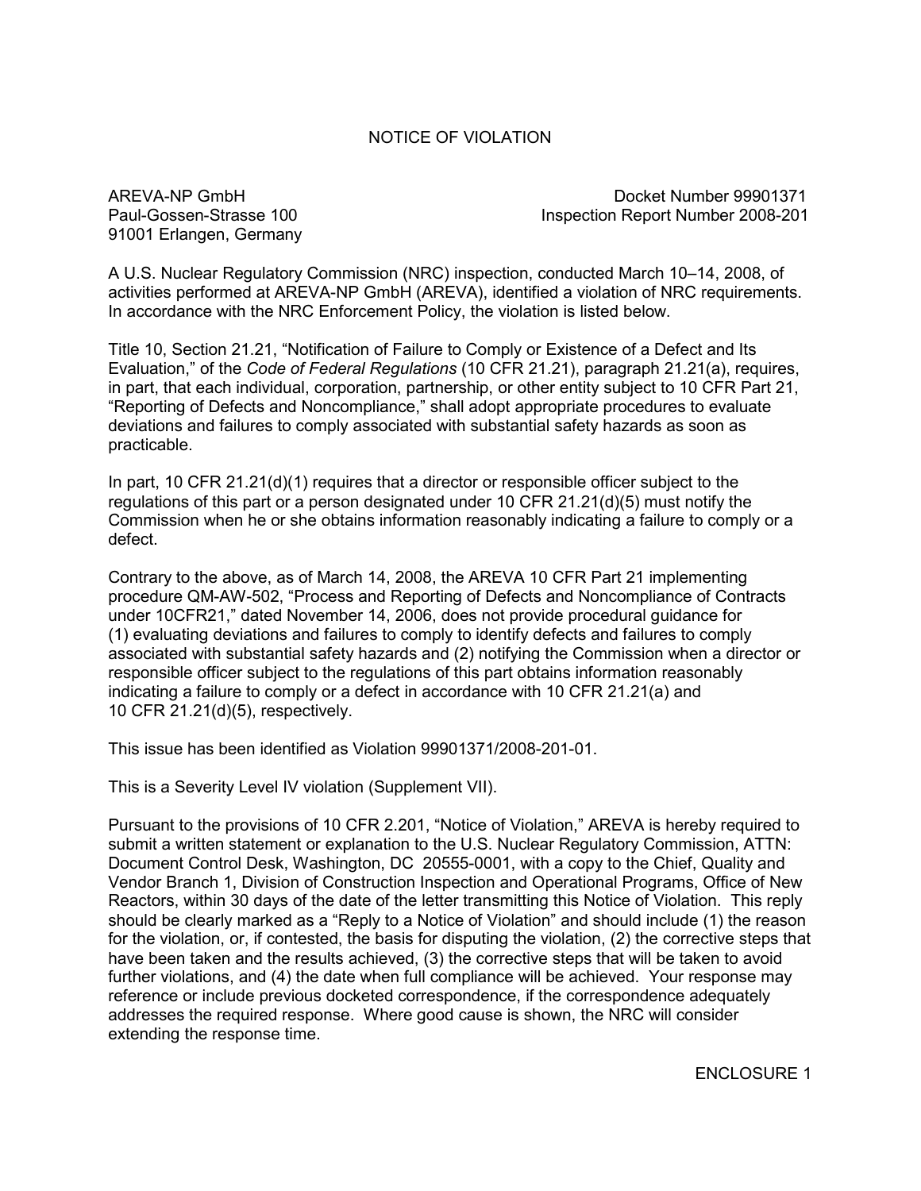# NOTICE OF VIOLATION

AREVA-NP GmbH
Paul-Gossen-Strasse 100
91001 Erlangen, Germany

Docket Number 99901371
Inspection Report Number 2008-201

A U.S. Nuclear Regulatory Commission (NRC) inspection, conducted March 10–14, 2008, of activities performed at AREVA-NP GmbH (AREVA), identified a violation of NRC requirements. In accordance with the NRC Enforcement Policy, the violation is listed below.

Title 10, Section 21.21, "Notification of Failure to Comply or Existence of a Defect and Its Evaluation," of the *Code of Federal Regulations* (10 CFR 21.21), paragraph 21.21(a), requires, in part, that each individual, corporation, partnership, or other entity subject to 10 CFR Part 21, "Reporting of Defects and Noncompliance," shall adopt appropriate procedures to evaluate deviations and failures to comply associated with substantial safety hazards as soon as practicable.

In part, 10 CFR 21.21(d)(1) requires that a director or responsible officer subject to the regulations of this part or a person designated under 10 CFR 21.21(d)(5) must notify the Commission when he or she obtains information reasonably indicating a failure to comply or a defect.

Contrary to the above, as of March 14, 2008, the AREVA 10 CFR Part 21 implementing procedure QM-AW-502, "Process and Reporting of Defects and Noncompliance of Contracts under 10CFR21," dated November 14, 2006, does not provide procedural guidance for (1) evaluating deviations and failures to comply to identify defects and failures to comply associated with substantial safety hazards and (2) notifying the Commission when a director or responsible officer subject to the regulations of this part obtains information reasonably indicating a failure to comply or a defect in accordance with 10 CFR 21.21(a) and 10 CFR 21.21(d)(5), respectively.

This issue has been identified as Violation 99901371/2008-201-01.

This is a Severity Level IV violation (Supplement VII).

Pursuant to the provisions of 10 CFR 2.201, "Notice of Violation," AREVA is hereby required to submit a written statement or explanation to the U.S. Nuclear Regulatory Commission, ATTN: Document Control Desk, Washington, DC 20555-0001, with a copy to the Chief, Quality and Vendor Branch 1, Division of Construction Inspection and Operational Programs, Office of New Reactors, within 30 days of the date of the letter transmitting this Notice of Violation. This reply should be clearly marked as a "Reply to a Notice of Violation" and should include (1) the reason for the violation, or, if contested, the basis for disputing the violation, (2) the corrective steps that have been taken and the results achieved, (3) the corrective steps that will be taken to avoid further violations, and (4) the date when full compliance will be achieved. Your response may reference or include previous docketed correspondence, if the correspondence adequately addresses the required response. Where good cause is shown, the NRC will consider extending the response time.

ENCLOSURE 1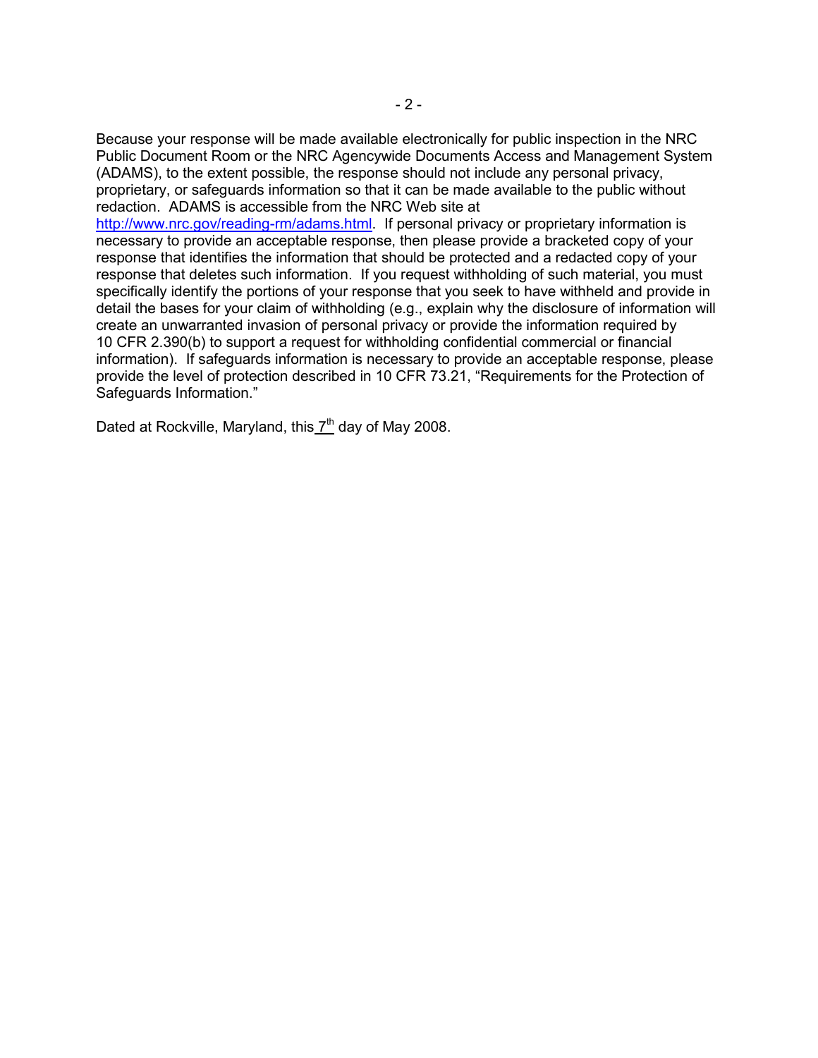Because your response will be made available electronically for public inspection in the NRC Public Document Room or the NRC Agencywide Documents Access and Management System (ADAMS), to the extent possible, the response should not include any personal privacy, proprietary, or safeguards information so that it can be made available to the public without redaction. ADAMS is accessible from the NRC Web site at http://www.nrc.gov/reading-rm/adams.html. If personal privacy or proprietary information is necessary to provide an acceptable response, then please provide a bracketed copy of your response that identifies the information that should be protected and a redacted copy of your response that deletes such information. If you request withholding of such material, you must specifically identify the portions of your response that you seek to have withheld and provide in detail the bases for your claim of withholding (e.g., explain why the disclosure of information will create an unwarranted invasion of personal privacy or provide the information required by 10 CFR 2.390(b) to support a request for withholding confidential commercial or financial information). If safeguards information is necessary to provide an acceptable response, please provide the level of protection described in 10 CFR 73.21, "Requirements for the Protection of Safeguards Information."

Dated at Rockville, Maryland, this 7th day of May 2008.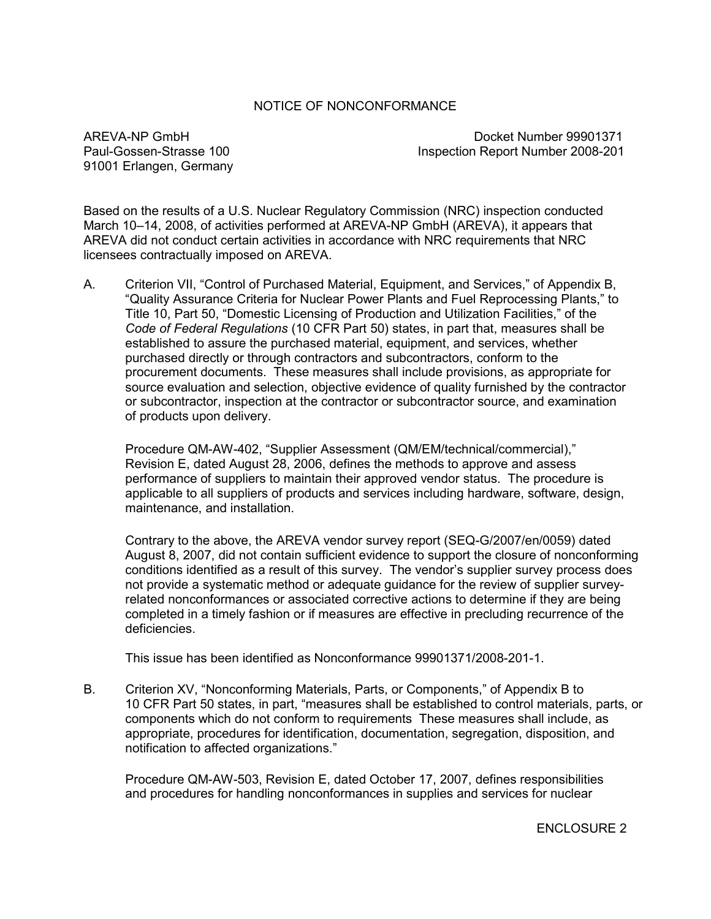# NOTICE OF NONCONFORMANCE

AREVA-NP GmbH
Paul-Gossen-Strasse 100
91001 Erlangen, Germany

Docket Number 99901371
Inspection Report Number 2008-201

Based on the results of a U.S. Nuclear Regulatory Commission (NRC) inspection conducted March 10–14, 2008, of activities performed at AREVA-NP GmbH (AREVA), it appears that AREVA did not conduct certain activities in accordance with NRC requirements that NRC licensees contractually imposed on AREVA.

A. Criterion VII, "Control of Purchased Material, Equipment, and Services," of Appendix B, "Quality Assurance Criteria for Nuclear Power Plants and Fuel Reprocessing Plants," to Title 10, Part 50, "Domestic Licensing of Production and Utilization Facilities," of the *Code of Federal Regulations* (10 CFR Part 50) states, in part that, measures shall be established to assure the purchased material, equipment, and services, whether purchased directly or through contractors and subcontractors, conform to the procurement documents. These measures shall include provisions, as appropriate for source evaluation and selection, objective evidence of quality furnished by the contractor or subcontractor, inspection at the contractor or subcontractor source, and examination of products upon delivery.

   Procedure QM-AW-402, "Supplier Assessment (QM/EM/technical/commercial)," Revision E, dated August 28, 2006, defines the methods to approve and assess performance of suppliers to maintain their approved vendor status. The procedure is applicable to all suppliers of products and services including hardware, software, design, maintenance, and installation.

   Contrary to the above, the AREVA vendor survey report (SEQ-G/2007/en/0059) dated August 8, 2007, did not contain sufficient evidence to support the closure of nonconforming conditions identified as a result of this survey. The vendor's supplier survey process does not provide a systematic method or adequate guidance for the review of supplier survey-related nonconformances or associated corrective actions to determine if they are being completed in a timely fashion or if measures are effective in precluding recurrence of the deficiencies.

   This issue has been identified as Nonconformance 99901371/2008-201-1.

B. Criterion XV, "Nonconforming Materials, Parts, or Components," of Appendix B to 10 CFR Part 50 states, in part, "measures shall be established to control materials, parts, or components which do not conform to requirements These measures shall include, as appropriate, procedures for identification, documentation, segregation, disposition, and notification to affected organizations."

   Procedure QM-AW-503, Revision E, dated October 17, 2007, defines responsibilities and procedures for handling nonconformances in supplies and services for nuclear

ENCLOSURE 2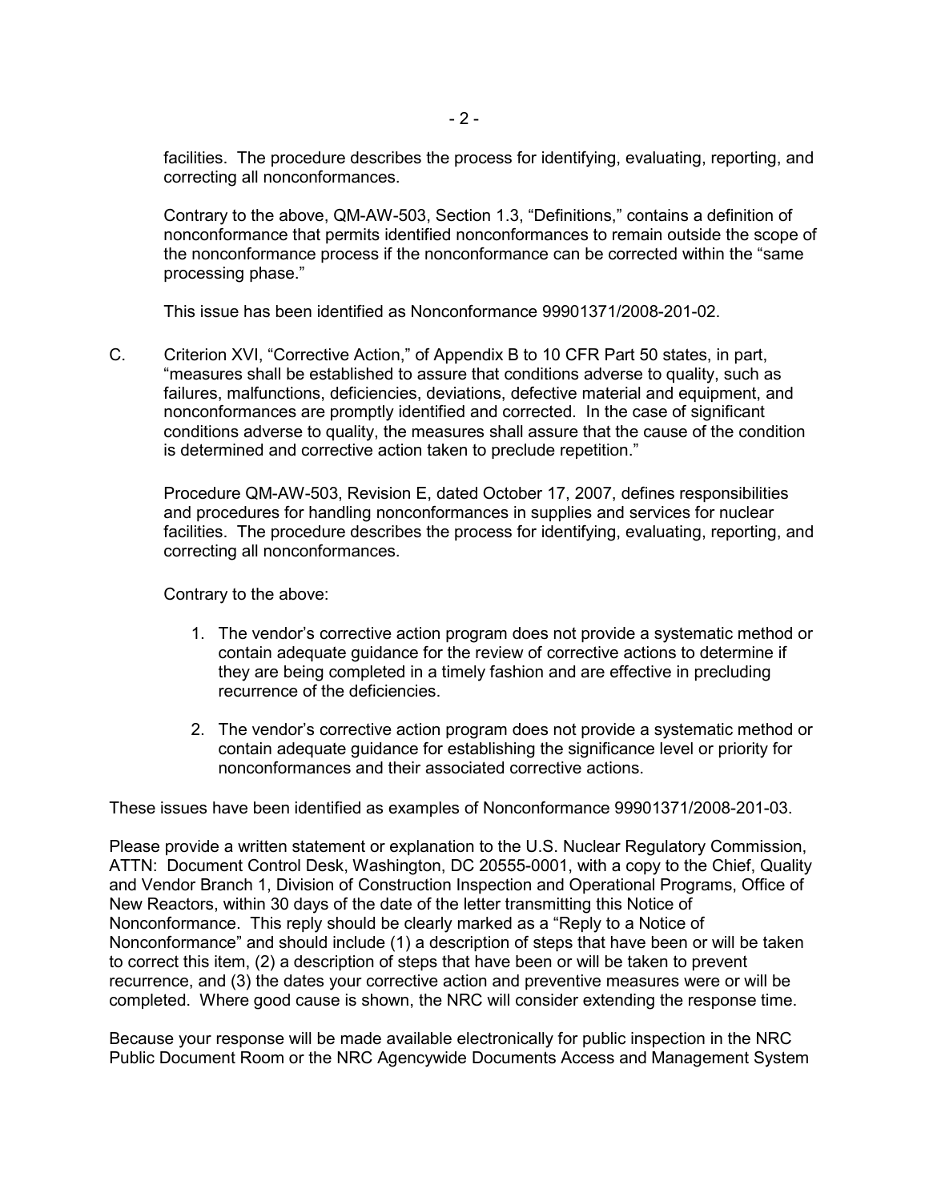facilities. The procedure describes the process for identifying, evaluating, reporting, and correcting all nonconformances.

Contrary to the above, QM-AW-503, Section 1.3, "Definitions," contains a definition of nonconformance that permits identified nonconformances to remain outside the scope of the nonconformance process if the nonconformance can be corrected within the "same processing phase."

This issue has been identified as Nonconformance 99901371/2008-201-02.

C. Criterion XVI, "Corrective Action," of Appendix B to 10 CFR Part 50 states, in part, "measures shall be established to assure that conditions adverse to quality, such as failures, malfunctions, deficiencies, deviations, defective material and equipment, and nonconformances are promptly identified and corrected. In the case of significant conditions adverse to quality, the measures shall assure that the cause of the condition is determined and corrective action taken to preclude repetition."

Procedure QM-AW-503, Revision E, dated October 17, 2007, defines responsibilities and procedures for handling nonconformances in supplies and services for nuclear facilities. The procedure describes the process for identifying, evaluating, reporting, and correcting all nonconformances.

Contrary to the above:

1. The vendor's corrective action program does not provide a systematic method or contain adequate guidance for the review of corrective actions to determine if they are being completed in a timely fashion and are effective in precluding recurrence of the deficiencies.

2. The vendor's corrective action program does not provide a systematic method or contain adequate guidance for establishing the significance level or priority for nonconformances and their associated corrective actions.

These issues have been identified as examples of Nonconformance 99901371/2008-201-03.

Please provide a written statement or explanation to the U.S. Nuclear Regulatory Commission, ATTN: Document Control Desk, Washington, DC 20555-0001, with a copy to the Chief, Quality and Vendor Branch 1, Division of Construction Inspection and Operational Programs, Office of New Reactors, within 30 days of the date of the letter transmitting this Notice of Nonconformance. This reply should be clearly marked as a "Reply to a Notice of Nonconformance" and should include (1) a description of steps that have been or will be taken to correct this item, (2) a description of steps that have been or will be taken to prevent recurrence, and (3) the dates your corrective action and preventive measures were or will be completed. Where good cause is shown, the NRC will consider extending the response time.

Because your response will be made available electronically for public inspection in the NRC Public Document Room or the NRC Agencywide Documents Access and Management System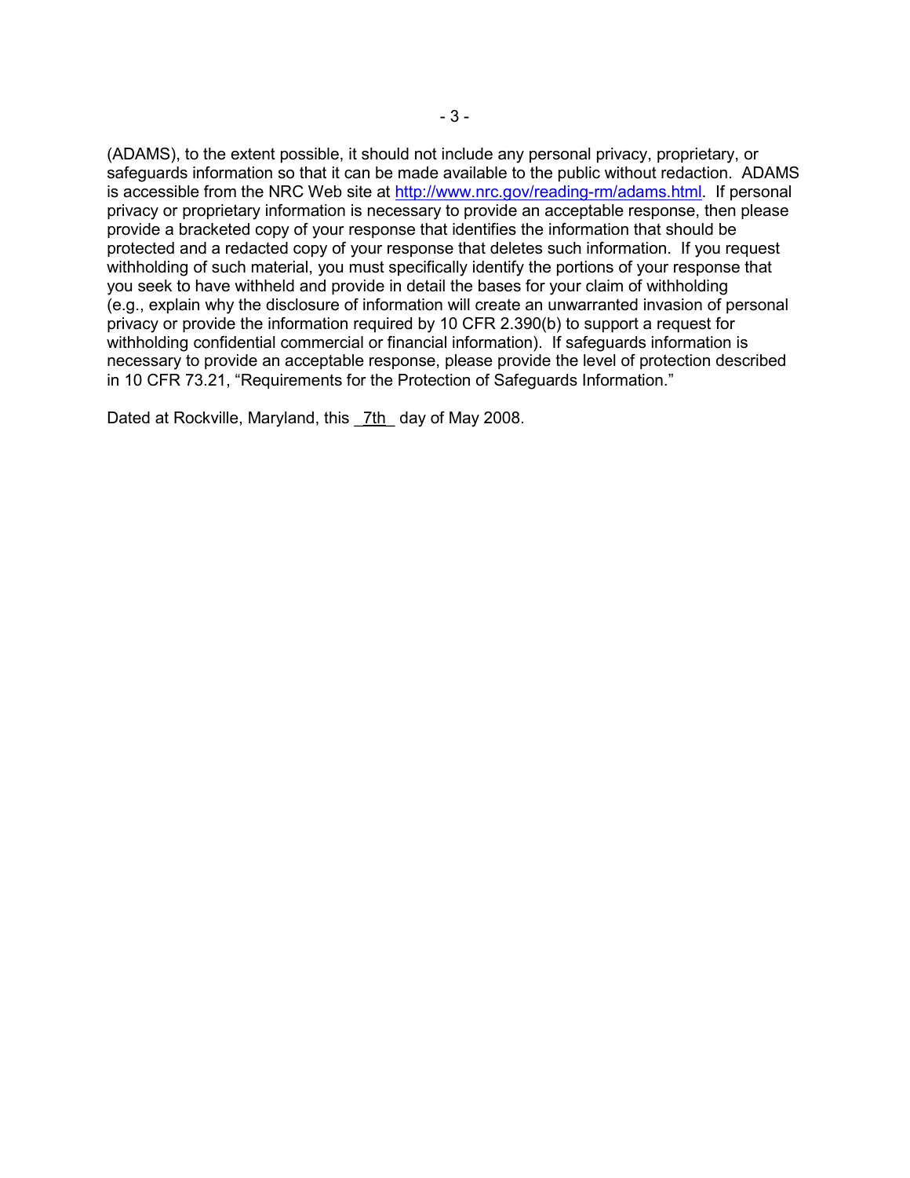(ADAMS), to the extent possible, it should not include any personal privacy, proprietary, or safeguards information so that it can be made available to the public without redaction. ADAMS is accessible from the NRC Web site at http://www.nrc.gov/reading-rm/adams.html. If personal privacy or proprietary information is necessary to provide an acceptable response, then please provide a bracketed copy of your response that identifies the information that should be protected and a redacted copy of your response that deletes such information. If you request withholding of such material, you must specifically identify the portions of your response that you seek to have withheld and provide in detail the bases for your claim of withholding (e.g., explain why the disclosure of information will create an unwarranted invasion of personal privacy or provide the information required by 10 CFR 2.390(b) to support a request for withholding confidential commercial or financial information). If safeguards information is necessary to provide an acceptable response, please provide the level of protection described in 10 CFR 73.21, "Requirements for the Protection of Safeguards Information."

Dated at Rockville, Maryland, this _7th_ day of May 2008.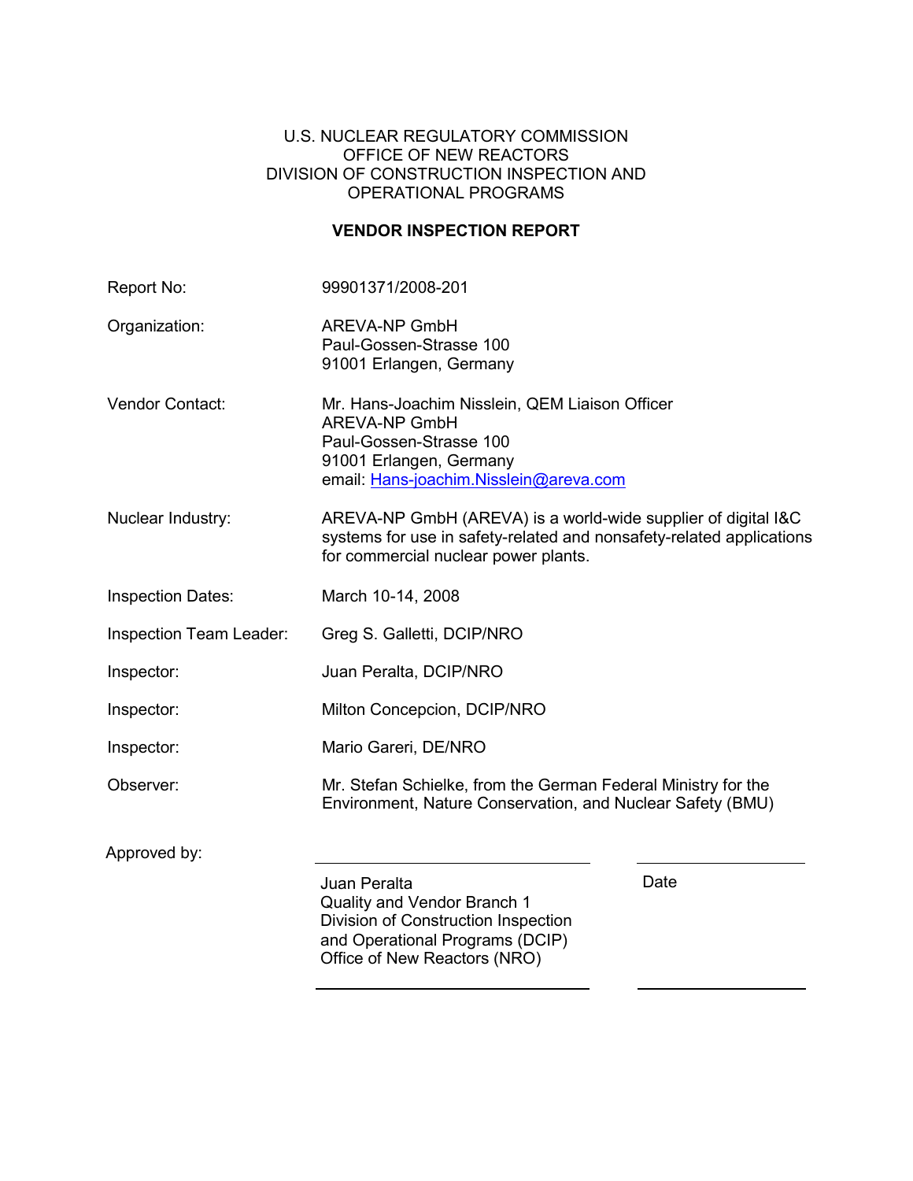U.S. NUCLEAR REGULATORY COMMISSION
OFFICE OF NEW REACTORS
DIVISION OF CONSTRUCTION INSPECTION AND
OPERATIONAL PROGRAMS

**VENDOR INSPECTION REPORT**

| | |
|---|---|
| Report No: | 99901371/2008-201 |
| Organization: | AREVA-NP GmbH<br>Paul-Gossen-Strasse 100<br>91001 Erlangen, Germany |
| Vendor Contact: | Mr. Hans-Joachim Nisslein, QEM Liaison Officer<br>AREVA-NP GmbH<br>Paul-Gossen-Strasse 100<br>91001 Erlangen, Germany<br>email: Hans-joachim.Nisslein@areva.com |
| Nuclear Industry: | AREVA-NP GmbH (AREVA) is a world-wide supplier of digital I&C systems for use in safety-related and nonsafety-related applications for commercial nuclear power plants. |
| Inspection Dates: | March 10-14, 2008 |
| Inspection Team Leader: | Greg S. Galletti, DCIP/NRO |
| Inspector: | Juan Peralta, DCIP/NRO |
| Inspector: | Milton Concepcion, DCIP/NRO |
| Inspector: | Mario Gareri, DE/NRO |
| Observer: | Mr. Stefan Schielke, from the German Federal Ministry for the Environment, Nature Conservation, and Nuclear Safety (BMU) |

Approved by:

_______________________________ _______________
Juan Peralta
Quality and Vendor Branch 1
Division of Construction Inspection
and Operational Programs (DCIP)
Office of New Reactors (NRO)

Date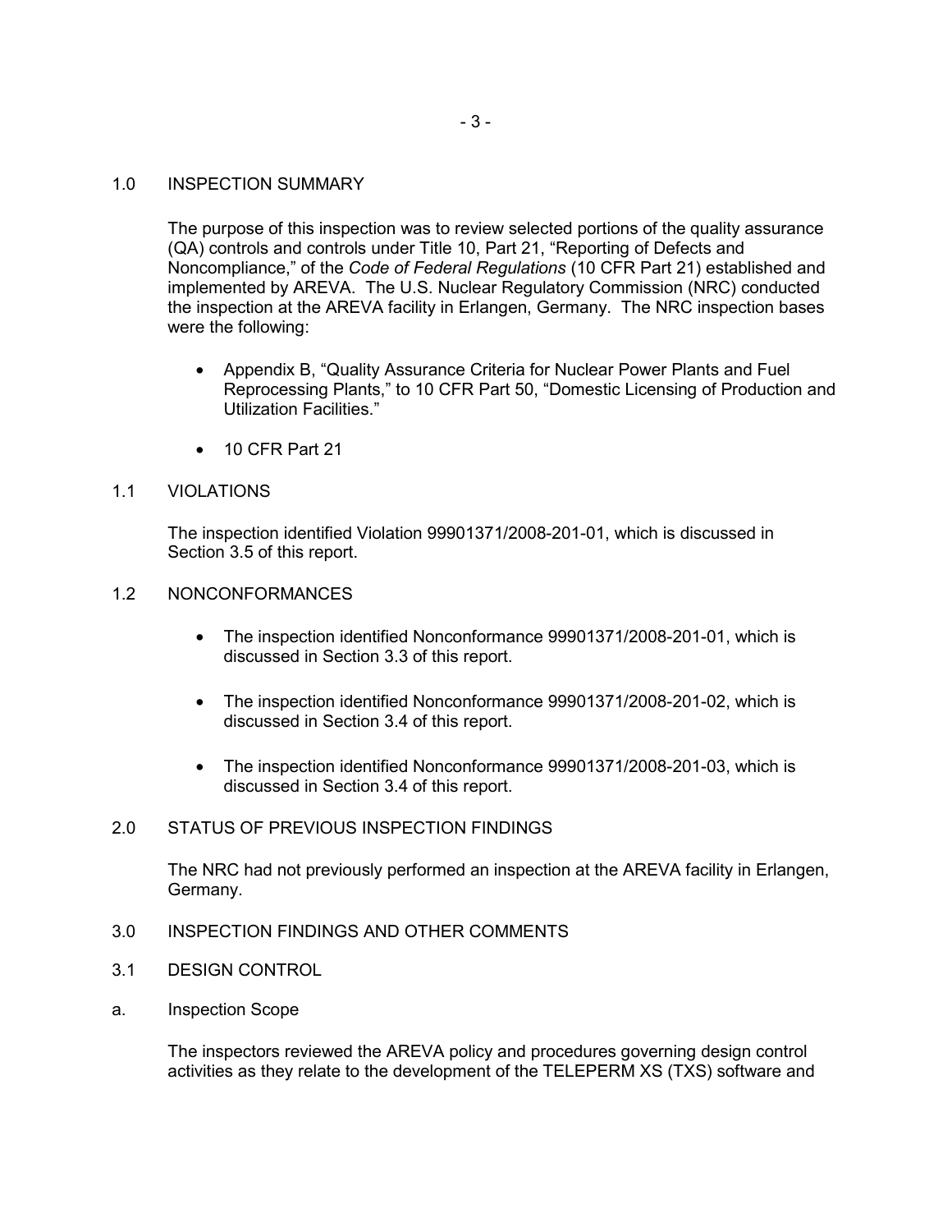## 1.0 INSPECTION SUMMARY

The purpose of this inspection was to review selected portions of the quality assurance (QA) controls and controls under Title 10, Part 21, "Reporting of Defects and Noncompliance," of the *Code of Federal Regulations* (10 CFR Part 21) established and implemented by AREVA. The U.S. Nuclear Regulatory Commission (NRC) conducted the inspection at the AREVA facility in Erlangen, Germany. The NRC inspection bases were the following:

- Appendix B, "Quality Assurance Criteria for Nuclear Power Plants and Fuel Reprocessing Plants," to 10 CFR Part 50, "Domestic Licensing of Production and Utilization Facilities."
- 10 CFR Part 21

## 1.1 VIOLATIONS

The inspection identified Violation 99901371/2008-201-01, which is discussed in Section 3.5 of this report.

## 1.2 NONCONFORMANCES

- The inspection identified Nonconformance 99901371/2008-201-01, which is discussed in Section 3.3 of this report.
- The inspection identified Nonconformance 99901371/2008-201-02, which is discussed in Section 3.4 of this report.
- The inspection identified Nonconformance 99901371/2008-201-03, which is discussed in Section 3.4 of this report.

## 2.0 STATUS OF PREVIOUS INSPECTION FINDINGS

The NRC had not previously performed an inspection at the AREVA facility in Erlangen, Germany.

## 3.0 INSPECTION FINDINGS AND OTHER COMMENTS

## 3.1 DESIGN CONTROL

a. Inspection Scope

The inspectors reviewed the AREVA policy and procedures governing design control activities as they relate to the development of the TELEPERM XS (TXS) software and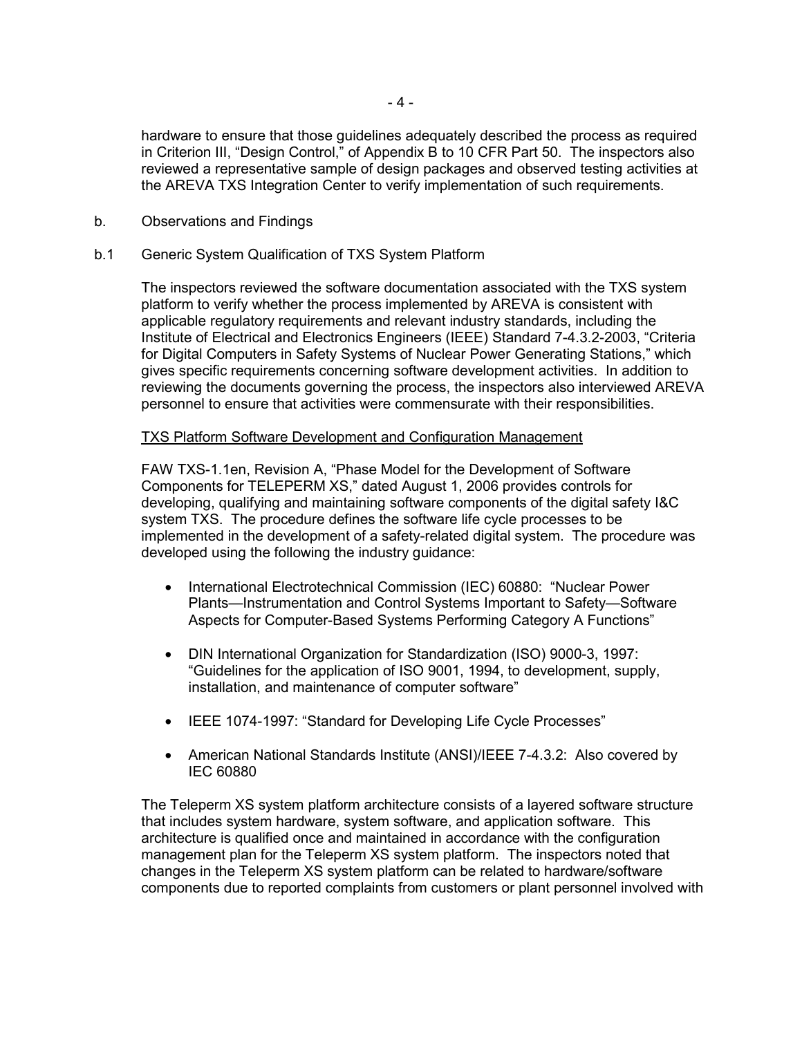hardware to ensure that those guidelines adequately described the process as required in Criterion III, "Design Control," of Appendix B to 10 CFR Part 50. The inspectors also reviewed a representative sample of design packages and observed testing activities at the AREVA TXS Integration Center to verify implementation of such requirements.

b. Observations and Findings

b.1 Generic System Qualification of TXS System Platform

The inspectors reviewed the software documentation associated with the TXS system platform to verify whether the process implemented by AREVA is consistent with applicable regulatory requirements and relevant industry standards, including the Institute of Electrical and Electronics Engineers (IEEE) Standard 7-4.3.2-2003, "Criteria for Digital Computers in Safety Systems of Nuclear Power Generating Stations," which gives specific requirements concerning software development activities. In addition to reviewing the documents governing the process, the inspectors also interviewed AREVA personnel to ensure that activities were commensurate with their responsibilities.

<u>TXS Platform Software Development and Configuration Management</u>

FAW TXS-1.1en, Revision A, "Phase Model for the Development of Software Components for TELEPERM XS," dated August 1, 2006 provides controls for developing, qualifying and maintaining software components of the digital safety I&C system TXS. The procedure defines the software life cycle processes to be implemented in the development of a safety-related digital system. The procedure was developed using the following the industry guidance:

- International Electrotechnical Commission (IEC) 60880: "Nuclear Power Plants—Instrumentation and Control Systems Important to Safety—Software Aspects for Computer-Based Systems Performing Category A Functions"
- DIN International Organization for Standardization (ISO) 9000-3, 1997: "Guidelines for the application of ISO 9001, 1994, to development, supply, installation, and maintenance of computer software"
- IEEE 1074-1997: "Standard for Developing Life Cycle Processes"
- American National Standards Institute (ANSI)/IEEE 7-4.3.2: Also covered by IEC 60880

The Teleperm XS system platform architecture consists of a layered software structure that includes system hardware, system software, and application software. This architecture is qualified once and maintained in accordance with the configuration management plan for the Teleperm XS system platform. The inspectors noted that changes in the Teleperm XS system platform can be related to hardware/software components due to reported complaints from customers or plant personnel involved with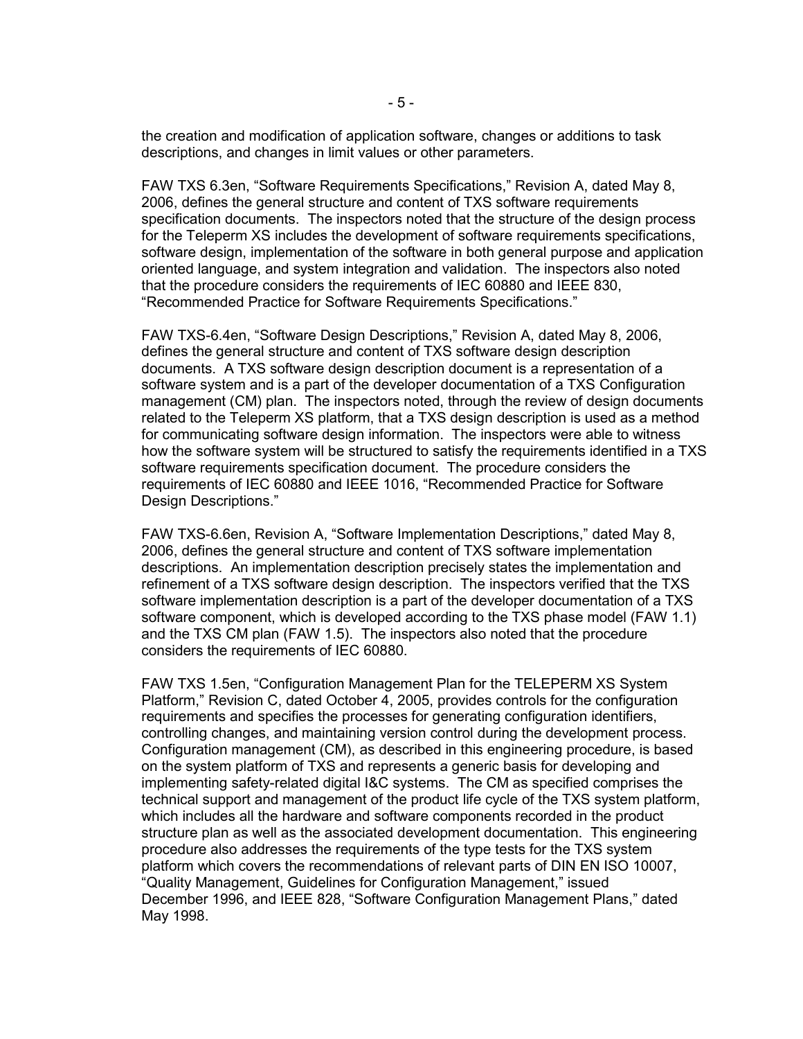the creation and modification of application software, changes or additions to task descriptions, and changes in limit values or other parameters.

FAW TXS 6.3en, "Software Requirements Specifications," Revision A, dated May 8, 2006, defines the general structure and content of TXS software requirements specification documents. The inspectors noted that the structure of the design process for the Teleperm XS includes the development of software requirements specifications, software design, implementation of the software in both general purpose and application oriented language, and system integration and validation. The inspectors also noted that the procedure considers the requirements of IEC 60880 and IEEE 830, "Recommended Practice for Software Requirements Specifications."

FAW TXS-6.4en, "Software Design Descriptions," Revision A, dated May 8, 2006, defines the general structure and content of TXS software design description documents. A TXS software design description document is a representation of a software system and is a part of the developer documentation of a TXS Configuration management (CM) plan. The inspectors noted, through the review of design documents related to the Teleperm XS platform, that a TXS design description is used as a method for communicating software design information. The inspectors were able to witness how the software system will be structured to satisfy the requirements identified in a TXS software requirements specification document. The procedure considers the requirements of IEC 60880 and IEEE 1016, "Recommended Practice for Software Design Descriptions."

FAW TXS-6.6en, Revision A, "Software Implementation Descriptions," dated May 8, 2006, defines the general structure and content of TXS software implementation descriptions. An implementation description precisely states the implementation and refinement of a TXS software design description. The inspectors verified that the TXS software implementation description is a part of the developer documentation of a TXS software component, which is developed according to the TXS phase model (FAW 1.1) and the TXS CM plan (FAW 1.5). The inspectors also noted that the procedure considers the requirements of IEC 60880.

FAW TXS 1.5en, "Configuration Management Plan for the TELEPERM XS System Platform," Revision C, dated October 4, 2005, provides controls for the configuration requirements and specifies the processes for generating configuration identifiers, controlling changes, and maintaining version control during the development process. Configuration management (CM), as described in this engineering procedure, is based on the system platform of TXS and represents a generic basis for developing and implementing safety-related digital I&C systems. The CM as specified comprises the technical support and management of the product life cycle of the TXS system platform, which includes all the hardware and software components recorded in the product structure plan as well as the associated development documentation. This engineering procedure also addresses the requirements of the type tests for the TXS system platform which covers the recommendations of relevant parts of DIN EN ISO 10007, "Quality Management, Guidelines for Configuration Management," issued December 1996, and IEEE 828, "Software Configuration Management Plans," dated May 1998.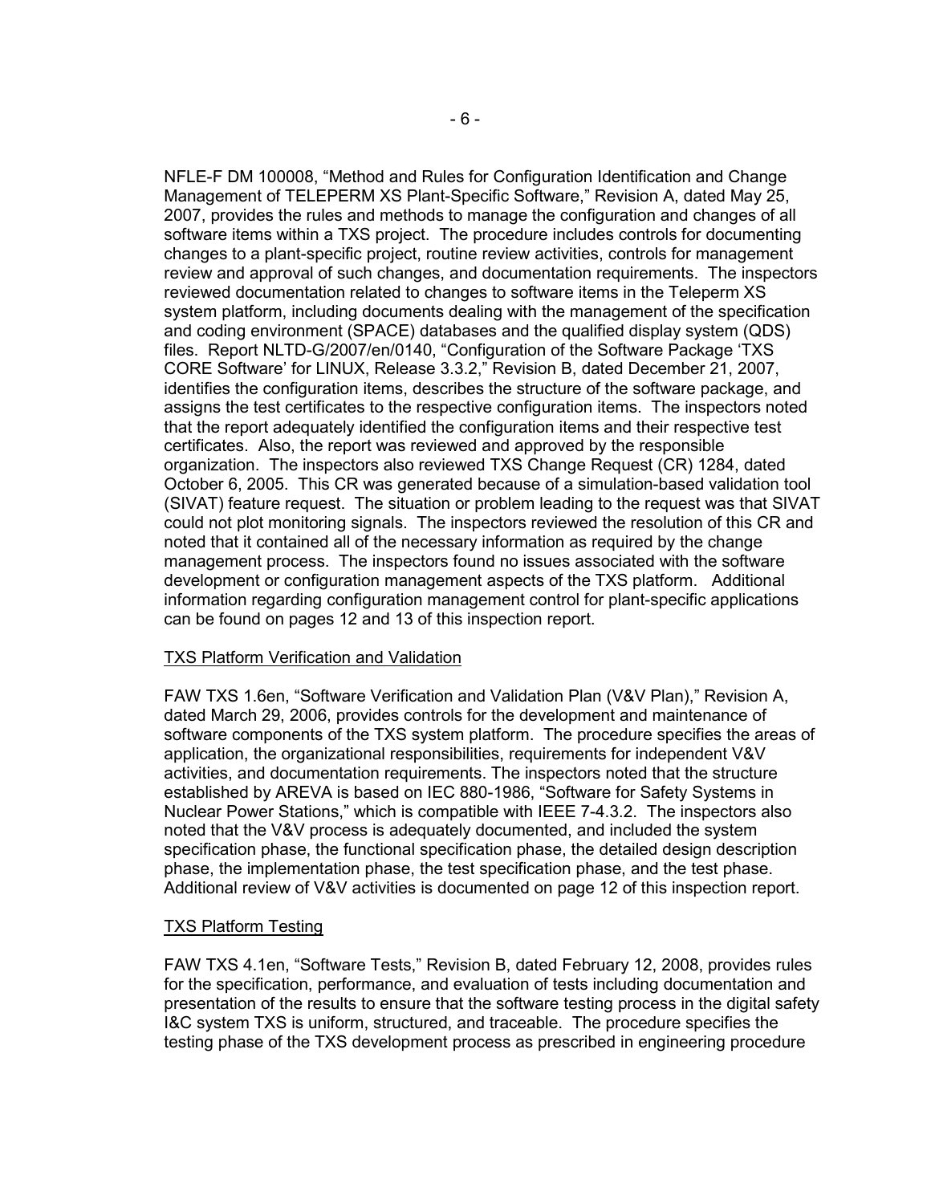NFLE-F DM 100008, “Method and Rules for Configuration Identification and Change Management of TELEPERM XS Plant-Specific Software,” Revision A, dated May 25, 2007, provides the rules and methods to manage the configuration and changes of all software items within a TXS project. The procedure includes controls for documenting changes to a plant-specific project, routine review activities, controls for management review and approval of such changes, and documentation requirements. The inspectors reviewed documentation related to changes to software items in the Teleperm XS system platform, including documents dealing with the management of the specification and coding environment (SPACE) databases and the qualified display system (QDS) files. Report NLTD-G/2007/en/0140, “Configuration of the Software Package ‘TXS CORE Software’ for LINUX, Release 3.3.2,” Revision B, dated December 21, 2007, identifies the configuration items, describes the structure of the software package, and assigns the test certificates to the respective configuration items. The inspectors noted that the report adequately identified the configuration items and their respective test certificates. Also, the report was reviewed and approved by the responsible organization. The inspectors also reviewed TXS Change Request (CR) 1284, dated October 6, 2005. This CR was generated because of a simulation-based validation tool (SIVAT) feature request. The situation or problem leading to the request was that SIVAT could not plot monitoring signals. The inspectors reviewed the resolution of this CR and noted that it contained all of the necessary information as required by the change management process. The inspectors found no issues associated with the software development or configuration management aspects of the TXS platform. Additional information regarding configuration management control for plant-specific applications can be found on pages 12 and 13 of this inspection report.

TXS Platform Verification and Validation

FAW TXS 1.6en, “Software Verification and Validation Plan (V&V Plan),” Revision A, dated March 29, 2006, provides controls for the development and maintenance of software components of the TXS system platform. The procedure specifies the areas of application, the organizational responsibilities, requirements for independent V&V activities, and documentation requirements. The inspectors noted that the structure established by AREVA is based on IEC 880-1986, “Software for Safety Systems in Nuclear Power Stations,” which is compatible with IEEE 7-4.3.2. The inspectors also noted that the V&V process is adequately documented, and included the system specification phase, the functional specification phase, the detailed design description phase, the implementation phase, the test specification phase, and the test phase. Additional review of V&V activities is documented on page 12 of this inspection report.

TXS Platform Testing

FAW TXS 4.1en, “Software Tests,” Revision B, dated February 12, 2008, provides rules for the specification, performance, and evaluation of tests including documentation and presentation of the results to ensure that the software testing process in the digital safety I&C system TXS is uniform, structured, and traceable. The procedure specifies the testing phase of the TXS development process as prescribed in engineering procedure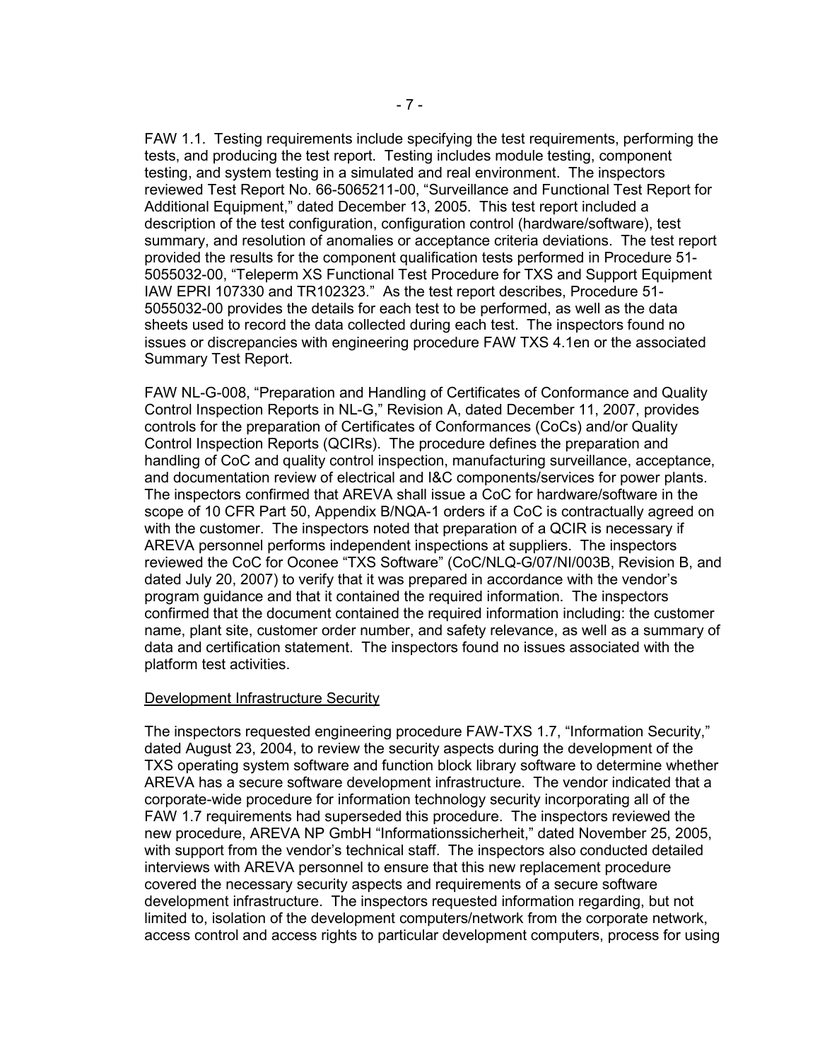FAW 1.1. Testing requirements include specifying the test requirements, performing the tests, and producing the test report. Testing includes module testing, component testing, and system testing in a simulated and real environment. The inspectors reviewed Test Report No. 66-5065211-00, "Surveillance and Functional Test Report for Additional Equipment," dated December 13, 2005. This test report included a description of the test configuration, configuration control (hardware/software), test summary, and resolution of anomalies or acceptance criteria deviations. The test report provided the results for the component qualification tests performed in Procedure 51-5055032-00, "Teleperm XS Functional Test Procedure for TXS and Support Equipment IAW EPRI 107330 and TR102323." As the test report describes, Procedure 51-5055032-00 provides the details for each test to be performed, as well as the data sheets used to record the data collected during each test. The inspectors found no issues or discrepancies with engineering procedure FAW TXS 4.1en or the associated Summary Test Report.

FAW NL-G-008, "Preparation and Handling of Certificates of Conformance and Quality Control Inspection Reports in NL-G," Revision A, dated December 11, 2007, provides controls for the preparation of Certificates of Conformances (CoCs) and/or Quality Control Inspection Reports (QCIRs). The procedure defines the preparation and handling of CoC and quality control inspection, manufacturing surveillance, acceptance, and documentation review of electrical and I&C components/services for power plants. The inspectors confirmed that AREVA shall issue a CoC for hardware/software in the scope of 10 CFR Part 50, Appendix B/NQA-1 orders if a CoC is contractually agreed on with the customer. The inspectors noted that preparation of a QCIR is necessary if AREVA personnel performs independent inspections at suppliers. The inspectors reviewed the CoC for Oconee "TXS Software" (CoC/NLQ-G/07/NI/003B, Revision B, and dated July 20, 2007) to verify that it was prepared in accordance with the vendor's program guidance and that it contained the required information. The inspectors confirmed that the document contained the required information including: the customer name, plant site, customer order number, and safety relevance, as well as a summary of data and certification statement. The inspectors found no issues associated with the platform test activities.

Development Infrastructure Security

The inspectors requested engineering procedure FAW-TXS 1.7, "Information Security," dated August 23, 2004, to review the security aspects during the development of the TXS operating system software and function block library software to determine whether AREVA has a secure software development infrastructure. The vendor indicated that a corporate-wide procedure for information technology security incorporating all of the FAW 1.7 requirements had superseded this procedure. The inspectors reviewed the new procedure, AREVA NP GmbH "Informationssicherheit," dated November 25, 2005, with support from the vendor's technical staff. The inspectors also conducted detailed interviews with AREVA personnel to ensure that this new replacement procedure covered the necessary security aspects and requirements of a secure software development infrastructure. The inspectors requested information regarding, but not limited to, isolation of the development computers/network from the corporate network, access control and access rights to particular development computers, process for using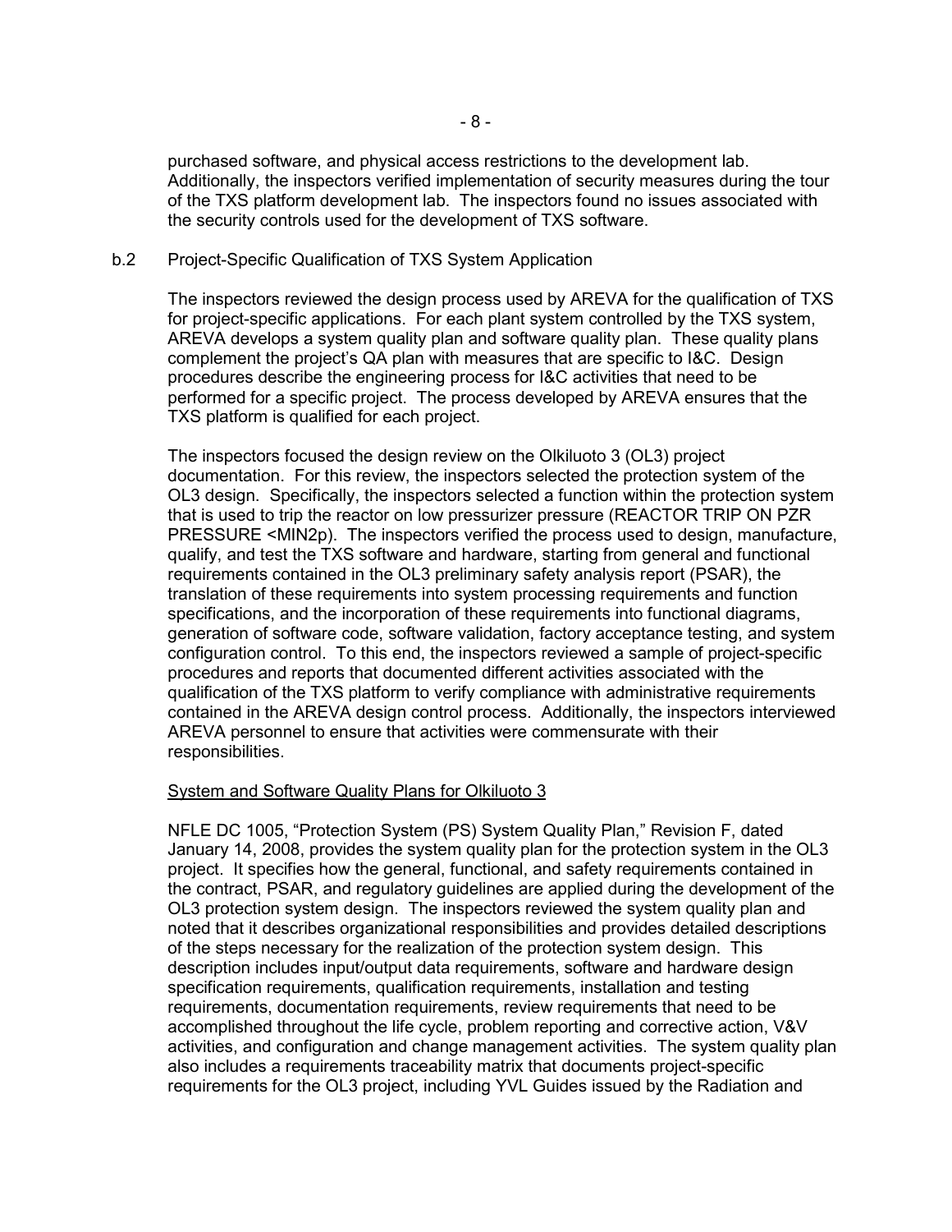purchased software, and physical access restrictions to the development lab. Additionally, the inspectors verified implementation of security measures during the tour of the TXS platform development lab. The inspectors found no issues associated with the security controls used for the development of TXS software.

b.2 Project-Specific Qualification of TXS System Application

The inspectors reviewed the design process used by AREVA for the qualification of TXS for project-specific applications. For each plant system controlled by the TXS system, AREVA develops a system quality plan and software quality plan. These quality plans complement the project's QA plan with measures that are specific to I&C. Design procedures describe the engineering process for I&C activities that need to be performed for a specific project. The process developed by AREVA ensures that the TXS platform is qualified for each project.

The inspectors focused the design review on the Olkiluoto 3 (OL3) project documentation. For this review, the inspectors selected the protection system of the OL3 design. Specifically, the inspectors selected a function within the protection system that is used to trip the reactor on low pressurizer pressure (REACTOR TRIP ON PZR PRESSURE <MIN2p). The inspectors verified the process used to design, manufacture, qualify, and test the TXS software and hardware, starting from general and functional requirements contained in the OL3 preliminary safety analysis report (PSAR), the translation of these requirements into system processing requirements and function specifications, and the incorporation of these requirements into functional diagrams, generation of software code, software validation, factory acceptance testing, and system configuration control. To this end, the inspectors reviewed a sample of project-specific procedures and reports that documented different activities associated with the qualification of the TXS platform to verify compliance with administrative requirements contained in the AREVA design control process. Additionally, the inspectors interviewed AREVA personnel to ensure that activities were commensurate with their responsibilities.

System and Software Quality Plans for Olkiluoto 3

NFLE DC 1005, "Protection System (PS) System Quality Plan," Revision F, dated January 14, 2008, provides the system quality plan for the protection system in the OL3 project. It specifies how the general, functional, and safety requirements contained in the contract, PSAR, and regulatory guidelines are applied during the development of the OL3 protection system design. The inspectors reviewed the system quality plan and noted that it describes organizational responsibilities and provides detailed descriptions of the steps necessary for the realization of the protection system design. This description includes input/output data requirements, software and hardware design specification requirements, qualification requirements, installation and testing requirements, documentation requirements, review requirements that need to be accomplished throughout the life cycle, problem reporting and corrective action, V&V activities, and configuration and change management activities. The system quality plan also includes a requirements traceability matrix that documents project-specific requirements for the OL3 project, including YVL Guides issued by the Radiation and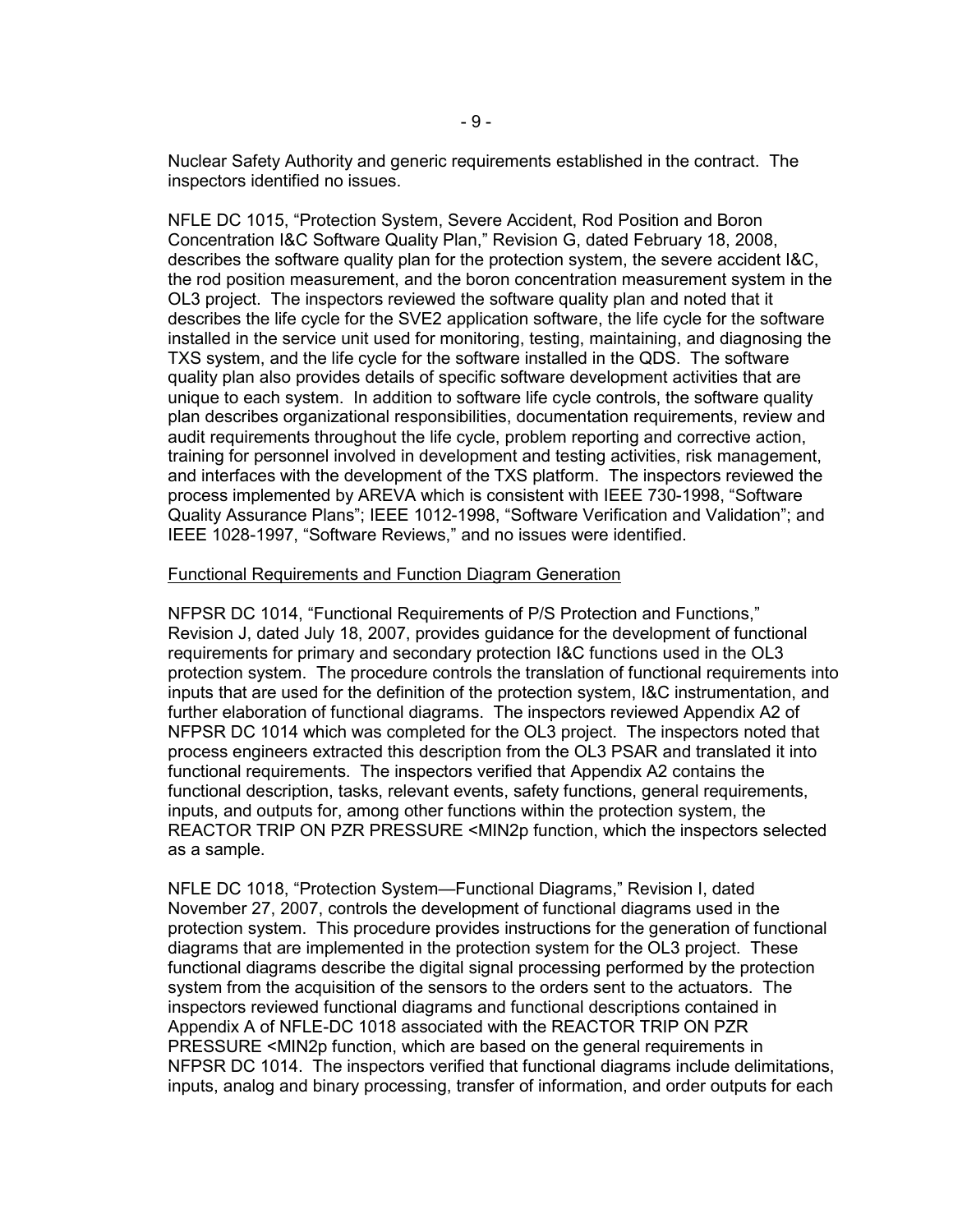Nuclear Safety Authority and generic requirements established in the contract. The inspectors identified no issues.

NFLE DC 1015, "Protection System, Severe Accident, Rod Position and Boron Concentration I&C Software Quality Plan," Revision G, dated February 18, 2008, describes the software quality plan for the protection system, the severe accident I&C, the rod position measurement, and the boron concentration measurement system in the OL3 project. The inspectors reviewed the software quality plan and noted that it describes the life cycle for the SVE2 application software, the life cycle for the software installed in the service unit used for monitoring, testing, maintaining, and diagnosing the TXS system, and the life cycle for the software installed in the QDS. The software quality plan also provides details of specific software development activities that are unique to each system. In addition to software life cycle controls, the software quality plan describes organizational responsibilities, documentation requirements, review and audit requirements throughout the life cycle, problem reporting and corrective action, training for personnel involved in development and testing activities, risk management, and interfaces with the development of the TXS platform. The inspectors reviewed the process implemented by AREVA which is consistent with IEEE 730-1998, "Software Quality Assurance Plans"; IEEE 1012-1998, "Software Verification and Validation"; and IEEE 1028-1997, "Software Reviews," and no issues were identified.

<u>Functional Requirements and Function Diagram Generation</u>

NFPSR DC 1014, "Functional Requirements of P/S Protection and Functions," Revision J, dated July 18, 2007, provides guidance for the development of functional requirements for primary and secondary protection I&C functions used in the OL3 protection system. The procedure controls the translation of functional requirements into inputs that are used for the definition of the protection system, I&C instrumentation, and further elaboration of functional diagrams. The inspectors reviewed Appendix A2 of NFPSR DC 1014 which was completed for the OL3 project. The inspectors noted that process engineers extracted this description from the OL3 PSAR and translated it into functional requirements. The inspectors verified that Appendix A2 contains the functional description, tasks, relevant events, safety functions, general requirements, inputs, and outputs for, among other functions within the protection system, the REACTOR TRIP ON PZR PRESSURE <MIN2p function, which the inspectors selected as a sample.

NFLE DC 1018, "Protection System—Functional Diagrams," Revision I, dated November 27, 2007, controls the development of functional diagrams used in the protection system. This procedure provides instructions for the generation of functional diagrams that are implemented in the protection system for the OL3 project. These functional diagrams describe the digital signal processing performed by the protection system from the acquisition of the sensors to the orders sent to the actuators. The inspectors reviewed functional diagrams and functional descriptions contained in Appendix A of NFLE-DC 1018 associated with the REACTOR TRIP ON PZR PRESSURE <MIN2p function, which are based on the general requirements in NFPSR DC 1014. The inspectors verified that functional diagrams include delimitations, inputs, analog and binary processing, transfer of information, and order outputs for each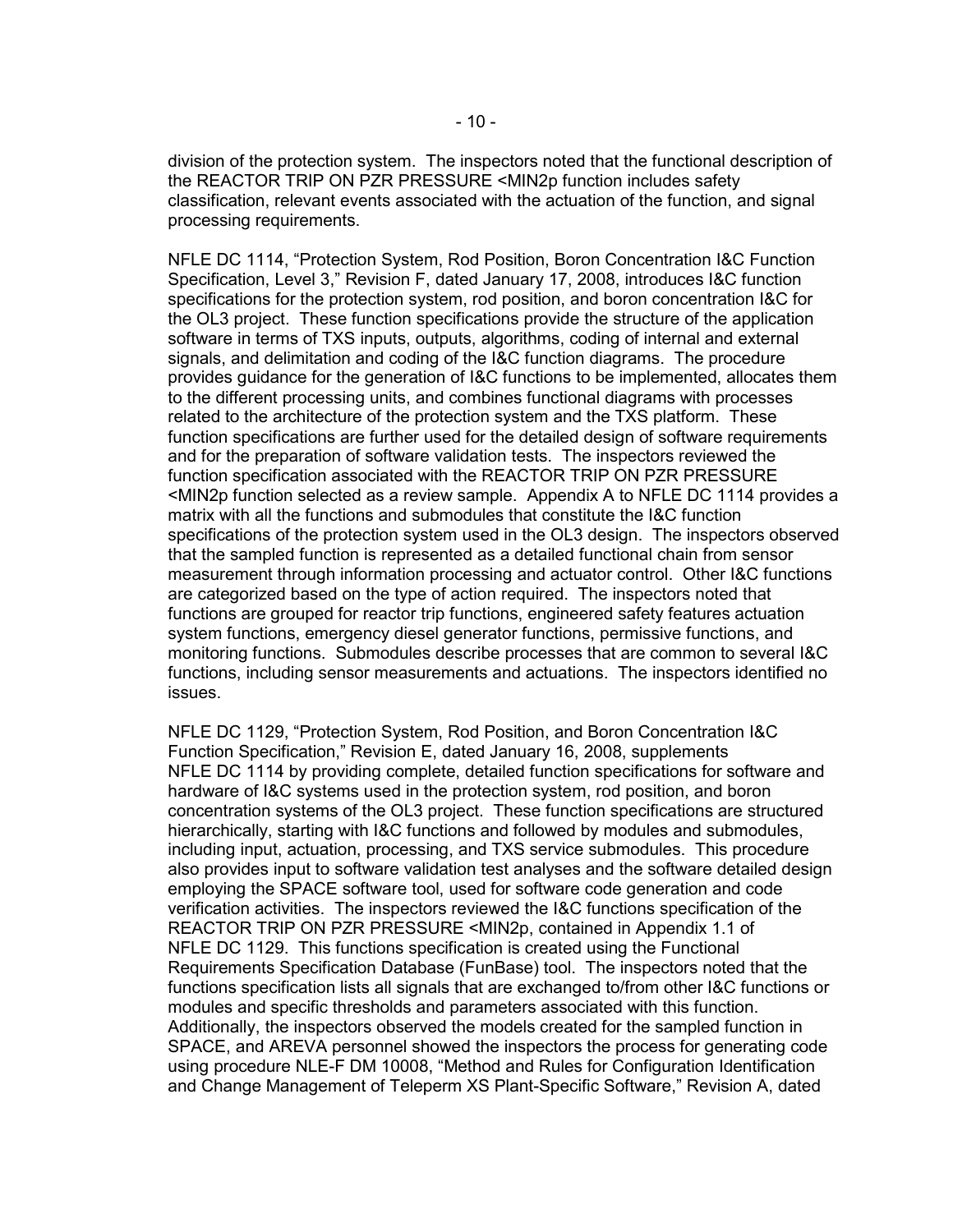division of the protection system. The inspectors noted that the functional description of the REACTOR TRIP ON PZR PRESSURE <MIN2p function includes safety classification, relevant events associated with the actuation of the function, and signal processing requirements.

NFLE DC 1114, "Protection System, Rod Position, Boron Concentration I&C Function Specification, Level 3," Revision F, dated January 17, 2008, introduces I&C function specifications for the protection system, rod position, and boron concentration I&C for the OL3 project. These function specifications provide the structure of the application software in terms of TXS inputs, outputs, algorithms, coding of internal and external signals, and delimitation and coding of the I&C function diagrams. The procedure provides guidance for the generation of I&C functions to be implemented, allocates them to the different processing units, and combines functional diagrams with processes related to the architecture of the protection system and the TXS platform. These function specifications are further used for the detailed design of software requirements and for the preparation of software validation tests. The inspectors reviewed the function specification associated with the REACTOR TRIP ON PZR PRESSURE <MIN2p function selected as a review sample. Appendix A to NFLE DC 1114 provides a matrix with all the functions and submodules that constitute the I&C function specifications of the protection system used in the OL3 design. The inspectors observed that the sampled function is represented as a detailed functional chain from sensor measurement through information processing and actuator control. Other I&C functions are categorized based on the type of action required. The inspectors noted that functions are grouped for reactor trip functions, engineered safety features actuation system functions, emergency diesel generator functions, permissive functions, and monitoring functions. Submodules describe processes that are common to several I&C functions, including sensor measurements and actuations. The inspectors identified no issues.

NFLE DC 1129, "Protection System, Rod Position, and Boron Concentration I&C Function Specification," Revision E, dated January 16, 2008, supplements NFLE DC 1114 by providing complete, detailed function specifications for software and hardware of I&C systems used in the protection system, rod position, and boron concentration systems of the OL3 project. These function specifications are structured hierarchically, starting with I&C functions and followed by modules and submodules, including input, actuation, processing, and TXS service submodules. This procedure also provides input to software validation test analyses and the software detailed design employing the SPACE software tool, used for software code generation and code verification activities. The inspectors reviewed the I&C functions specification of the REACTOR TRIP ON PZR PRESSURE <MIN2p, contained in Appendix 1.1 of NFLE DC 1129. This functions specification is created using the Functional Requirements Specification Database (FunBase) tool. The inspectors noted that the functions specification lists all signals that are exchanged to/from other I&C functions or modules and specific thresholds and parameters associated with this function. Additionally, the inspectors observed the models created for the sampled function in SPACE, and AREVA personnel showed the inspectors the process for generating code using procedure NLE-F DM 10008, "Method and Rules for Configuration Identification and Change Management of Teleperm XS Plant-Specific Software," Revision A, dated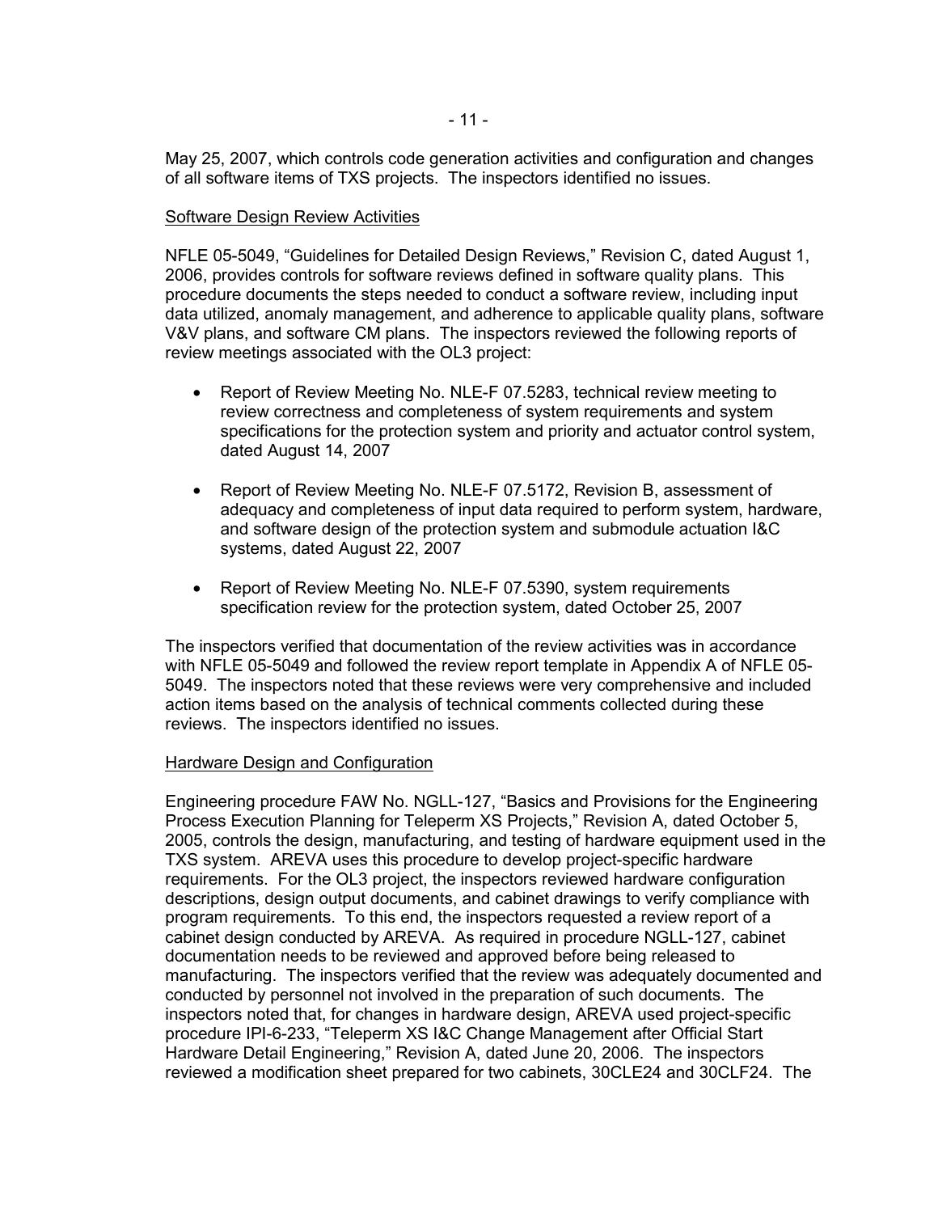May 25, 2007, which controls code generation activities and configuration and changes of all software items of TXS projects. The inspectors identified no issues.

Software Design Review Activities

NFLE 05-5049, "Guidelines for Detailed Design Reviews," Revision C, dated August 1, 2006, provides controls for software reviews defined in software quality plans. This procedure documents the steps needed to conduct a software review, including input data utilized, anomaly management, and adherence to applicable quality plans, software V&V plans, and software CM plans. The inspectors reviewed the following reports of review meetings associated with the OL3 project:

- Report of Review Meeting No. NLE-F 07.5283, technical review meeting to review correctness and completeness of system requirements and system specifications for the protection system and priority and actuator control system, dated August 14, 2007
- Report of Review Meeting No. NLE-F 07.5172, Revision B, assessment of adequacy and completeness of input data required to perform system, hardware, and software design of the protection system and submodule actuation I&C systems, dated August 22, 2007
- Report of Review Meeting No. NLE-F 07.5390, system requirements specification review for the protection system, dated October 25, 2007

The inspectors verified that documentation of the review activities was in accordance with NFLE 05-5049 and followed the review report template in Appendix A of NFLE 05-5049. The inspectors noted that these reviews were very comprehensive and included action items based on the analysis of technical comments collected during these reviews. The inspectors identified no issues.

Hardware Design and Configuration

Engineering procedure FAW No. NGLL-127, "Basics and Provisions for the Engineering Process Execution Planning for Teleperm XS Projects," Revision A, dated October 5, 2005, controls the design, manufacturing, and testing of hardware equipment used in the TXS system. AREVA uses this procedure to develop project-specific hardware requirements. For the OL3 project, the inspectors reviewed hardware configuration descriptions, design output documents, and cabinet drawings to verify compliance with program requirements. To this end, the inspectors requested a review report of a cabinet design conducted by AREVA. As required in procedure NGLL-127, cabinet documentation needs to be reviewed and approved before being released to manufacturing. The inspectors verified that the review was adequately documented and conducted by personnel not involved in the preparation of such documents. The inspectors noted that, for changes in hardware design, AREVA used project-specific procedure IPI-6-233, "Teleperm XS I&C Change Management after Official Start Hardware Detail Engineering," Revision A, dated June 20, 2006. The inspectors reviewed a modification sheet prepared for two cabinets, 30CLE24 and 30CLF24. The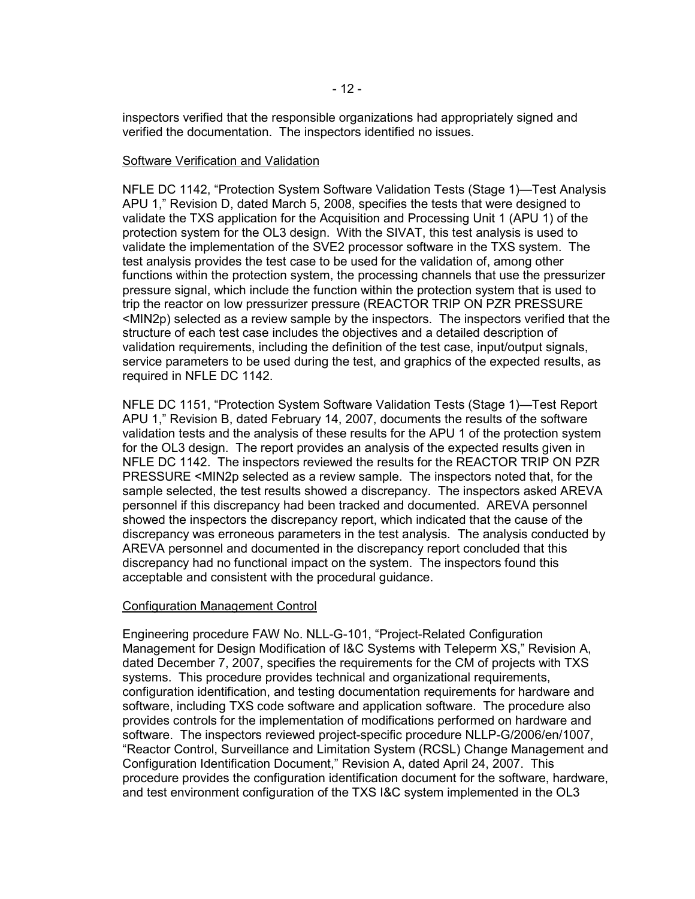inspectors verified that the responsible organizations had appropriately signed and verified the documentation. The inspectors identified no issues.

Software Verification and Validation

NFLE DC 1142, "Protection System Software Validation Tests (Stage 1)—Test Analysis APU 1," Revision D, dated March 5, 2008, specifies the tests that were designed to validate the TXS application for the Acquisition and Processing Unit 1 (APU 1) of the protection system for the OL3 design. With the SIVAT, this test analysis is used to validate the implementation of the SVE2 processor software in the TXS system. The test analysis provides the test case to be used for the validation of, among other functions within the protection system, the processing channels that use the pressurizer pressure signal, which include the function within the protection system that is used to trip the reactor on low pressurizer pressure (REACTOR TRIP ON PZR PRESSURE <MIN2p) selected as a review sample by the inspectors. The inspectors verified that the structure of each test case includes the objectives and a detailed description of validation requirements, including the definition of the test case, input/output signals, service parameters to be used during the test, and graphics of the expected results, as required in NFLE DC 1142.

NFLE DC 1151, "Protection System Software Validation Tests (Stage 1)—Test Report APU 1," Revision B, dated February 14, 2007, documents the results of the software validation tests and the analysis of these results for the APU 1 of the protection system for the OL3 design. The report provides an analysis of the expected results given in NFLE DC 1142. The inspectors reviewed the results for the REACTOR TRIP ON PZR PRESSURE <MIN2p selected as a review sample. The inspectors noted that, for the sample selected, the test results showed a discrepancy. The inspectors asked AREVA personnel if this discrepancy had been tracked and documented. AREVA personnel showed the inspectors the discrepancy report, which indicated that the cause of the discrepancy was erroneous parameters in the test analysis. The analysis conducted by AREVA personnel and documented in the discrepancy report concluded that this discrepancy had no functional impact on the system. The inspectors found this acceptable and consistent with the procedural guidance.

Configuration Management Control

Engineering procedure FAW No. NLL-G-101, "Project-Related Configuration Management for Design Modification of I&C Systems with Teleperm XS," Revision A, dated December 7, 2007, specifies the requirements for the CM of projects with TXS systems. This procedure provides technical and organizational requirements, configuration identification, and testing documentation requirements for hardware and software, including TXS code software and application software. The procedure also provides controls for the implementation of modifications performed on hardware and software. The inspectors reviewed project-specific procedure NLLP-G/2006/en/1007, "Reactor Control, Surveillance and Limitation System (RCSL) Change Management and Configuration Identification Document," Revision A, dated April 24, 2007. This procedure provides the configuration identification document for the software, hardware, and test environment configuration of the TXS I&C system implemented in the OL3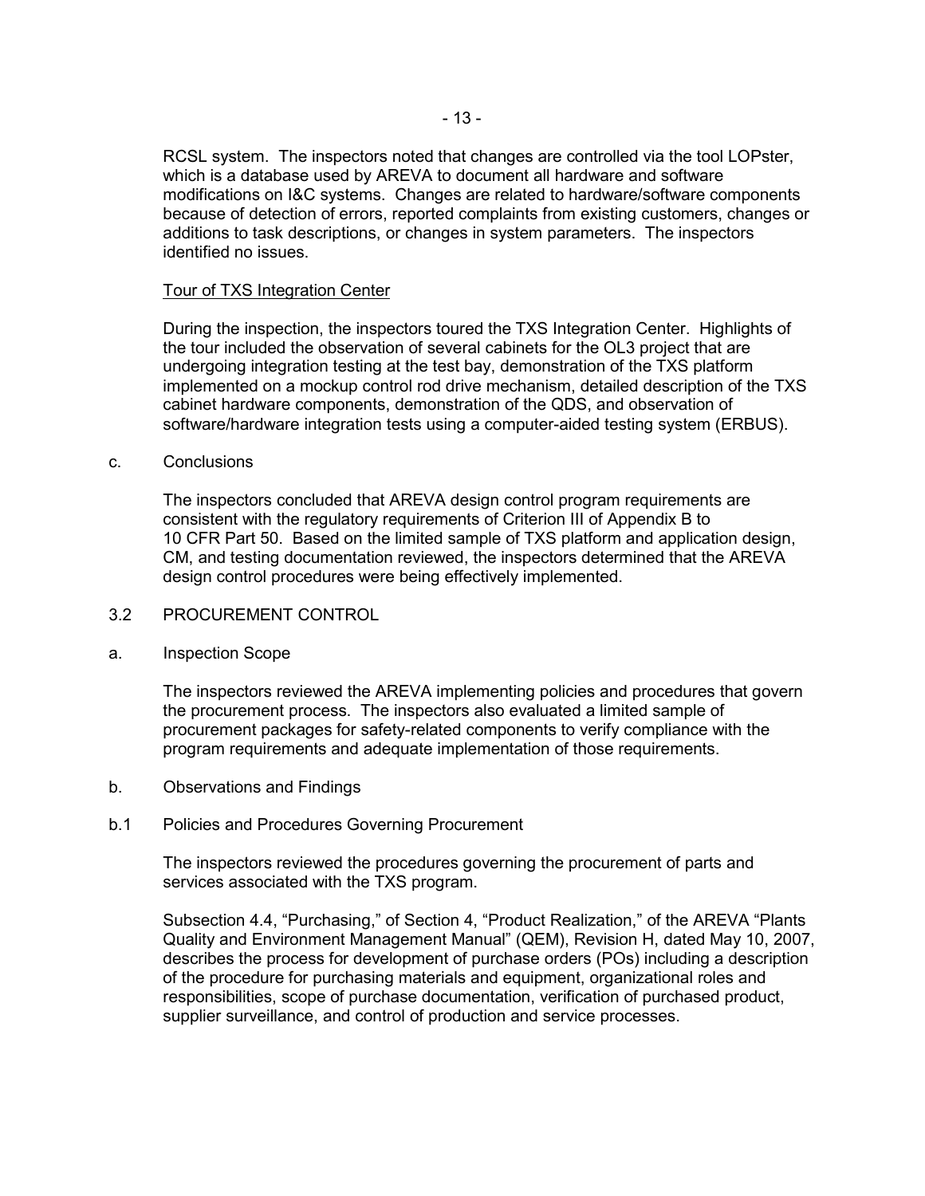RCSL system. The inspectors noted that changes are controlled via the tool LOPster, which is a database used by AREVA to document all hardware and software modifications on I&C systems. Changes are related to hardware/software components because of detection of errors, reported complaints from existing customers, changes or additions to task descriptions, or changes in system parameters. The inspectors identified no issues.

Tour of TXS Integration Center

During the inspection, the inspectors toured the TXS Integration Center. Highlights of the tour included the observation of several cabinets for the OL3 project that are undergoing integration testing at the test bay, demonstration of the TXS platform implemented on a mockup control rod drive mechanism, detailed description of the TXS cabinet hardware components, demonstration of the QDS, and observation of software/hardware integration tests using a computer-aided testing system (ERBUS).

c. Conclusions

The inspectors concluded that AREVA design control program requirements are consistent with the regulatory requirements of Criterion III of Appendix B to 10 CFR Part 50. Based on the limited sample of TXS platform and application design, CM, and testing documentation reviewed, the inspectors determined that the AREVA design control procedures were being effectively implemented.

## 3.2 PROCUREMENT CONTROL

a. Inspection Scope

The inspectors reviewed the AREVA implementing policies and procedures that govern the procurement process. The inspectors also evaluated a limited sample of procurement packages for safety-related components to verify compliance with the program requirements and adequate implementation of those requirements.

b. Observations and Findings

b.1 Policies and Procedures Governing Procurement

The inspectors reviewed the procedures governing the procurement of parts and services associated with the TXS program.

Subsection 4.4, "Purchasing," of Section 4, "Product Realization," of the AREVA "Plants Quality and Environment Management Manual" (QEM), Revision H, dated May 10, 2007, describes the process for development of purchase orders (POs) including a description of the procedure for purchasing materials and equipment, organizational roles and responsibilities, scope of purchase documentation, verification of purchased product, supplier surveillance, and control of production and service processes.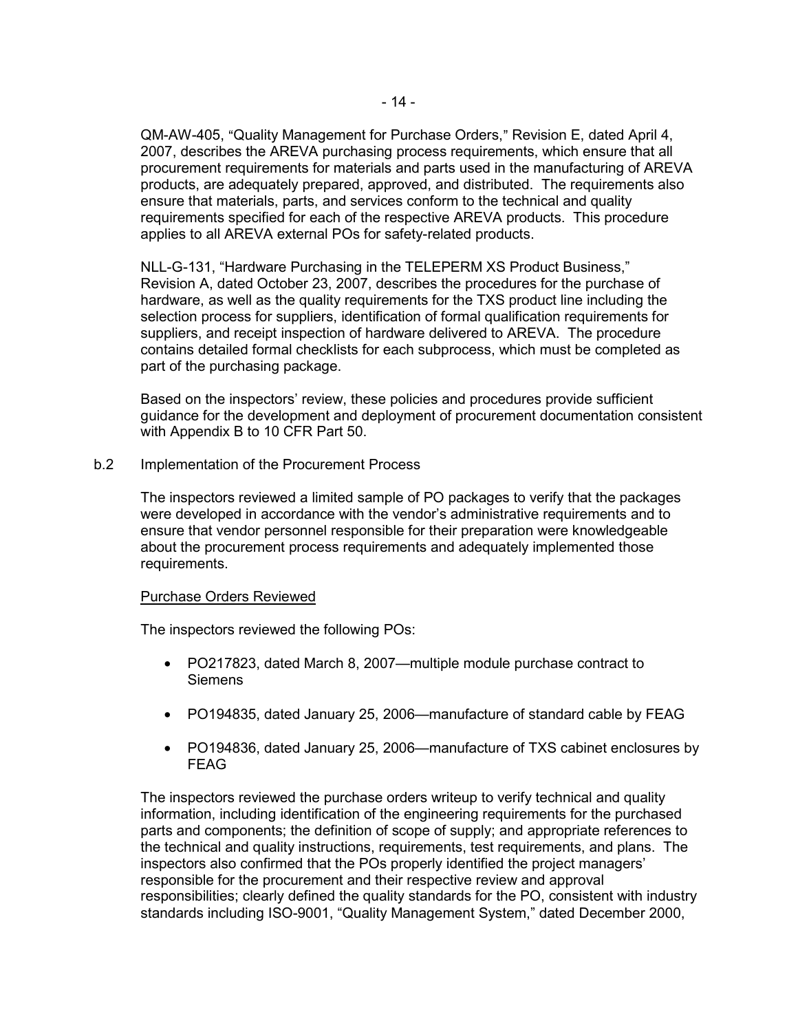QM-AW-405, "Quality Management for Purchase Orders," Revision E, dated April 4, 2007, describes the AREVA purchasing process requirements, which ensure that all procurement requirements for materials and parts used in the manufacturing of AREVA products, are adequately prepared, approved, and distributed. The requirements also ensure that materials, parts, and services conform to the technical and quality requirements specified for each of the respective AREVA products. This procedure applies to all AREVA external POs for safety-related products.

NLL-G-131, "Hardware Purchasing in the TELEPERM XS Product Business," Revision A, dated October 23, 2007, describes the procedures for the purchase of hardware, as well as the quality requirements for the TXS product line including the selection process for suppliers, identification of formal qualification requirements for suppliers, and receipt inspection of hardware delivered to AREVA. The procedure contains detailed formal checklists for each subprocess, which must be completed as part of the purchasing package.

Based on the inspectors' review, these policies and procedures provide sufficient guidance for the development and deployment of procurement documentation consistent with Appendix B to 10 CFR Part 50.

b.2 Implementation of the Procurement Process

The inspectors reviewed a limited sample of PO packages to verify that the packages were developed in accordance with the vendor's administrative requirements and to ensure that vendor personnel responsible for their preparation were knowledgeable about the procurement process requirements and adequately implemented those requirements.

<u>Purchase Orders Reviewed</u>

The inspectors reviewed the following POs:

- PO217823, dated March 8, 2007—multiple module purchase contract to Siemens
- PO194835, dated January 25, 2006—manufacture of standard cable by FEAG
- PO194836, dated January 25, 2006—manufacture of TXS cabinet enclosures by FEAG

The inspectors reviewed the purchase orders writeup to verify technical and quality information, including identification of the engineering requirements for the purchased parts and components; the definition of scope of supply; and appropriate references to the technical and quality instructions, requirements, test requirements, and plans. The inspectors also confirmed that the POs properly identified the project managers' responsible for the procurement and their respective review and approval responsibilities; clearly defined the quality standards for the PO, consistent with industry standards including ISO-9001, "Quality Management System," dated December 2000,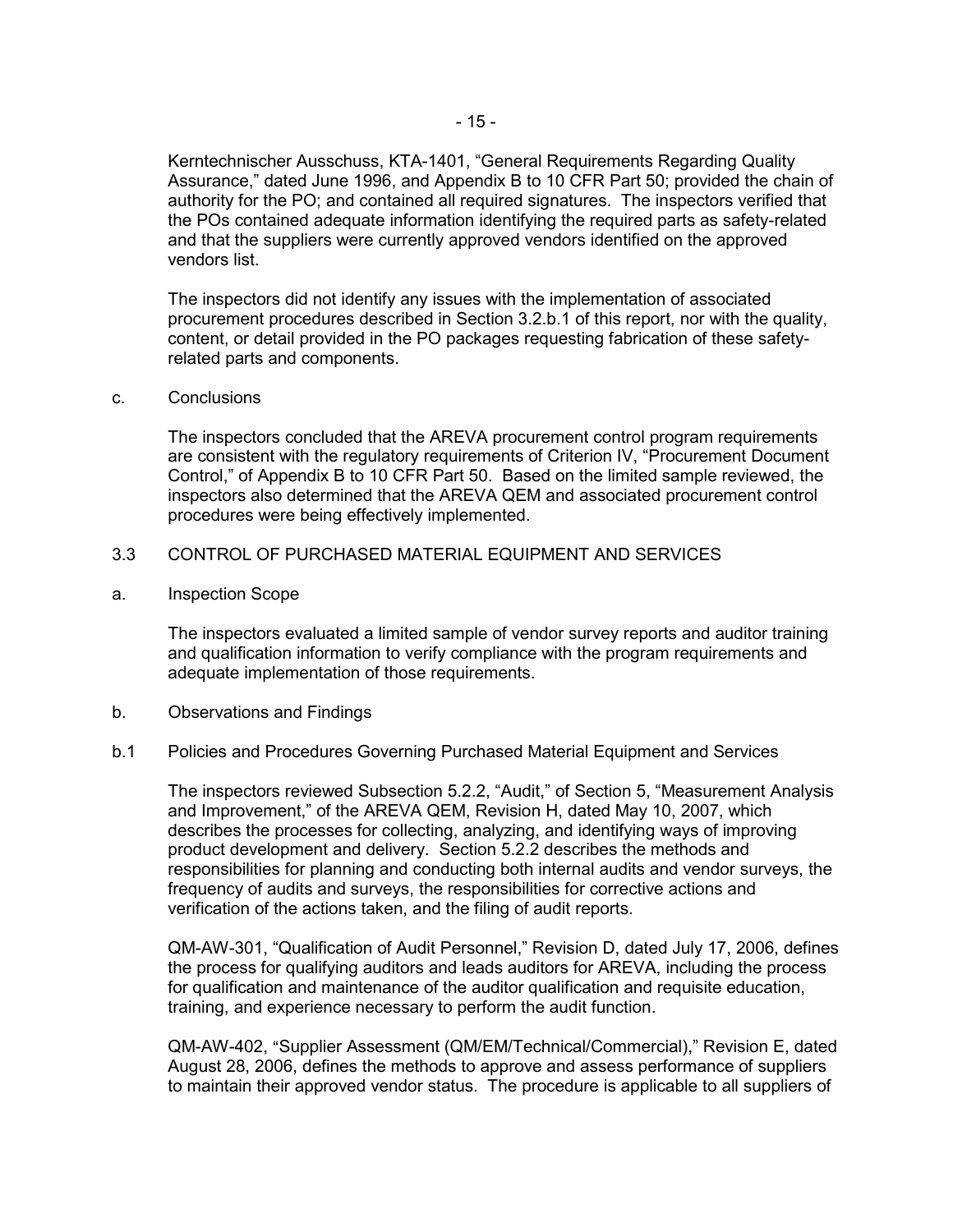Kerntechnischer Ausschuss, KTA-1401, "General Requirements Regarding Quality Assurance," dated June 1996, and Appendix B to 10 CFR Part 50; provided the chain of authority for the PO; and contained all required signatures. The inspectors verified that the POs contained adequate information identifying the required parts as safety-related and that the suppliers were currently approved vendors identified on the approved vendors list.

The inspectors did not identify any issues with the implementation of associated procurement procedures described in Section 3.2.b.1 of this report, nor with the quality, content, or detail provided in the PO packages requesting fabrication of these safety-related parts and components.

c. Conclusions

The inspectors concluded that the AREVA procurement control program requirements are consistent with the regulatory requirements of Criterion IV, "Procurement Document Control," of Appendix B to 10 CFR Part 50. Based on the limited sample reviewed, the inspectors also determined that the AREVA QEM and associated procurement control procedures were being effectively implemented.

## 3.3 CONTROL OF PURCHASED MATERIAL EQUIPMENT AND SERVICES

a. Inspection Scope

The inspectors evaluated a limited sample of vendor survey reports and auditor training and qualification information to verify compliance with the program requirements and adequate implementation of those requirements.

b. Observations and Findings

b.1 Policies and Procedures Governing Purchased Material Equipment and Services

The inspectors reviewed Subsection 5.2.2, "Audit," of Section 5, "Measurement Analysis and Improvement," of the AREVA QEM, Revision H, dated May 10, 2007, which describes the processes for collecting, analyzing, and identifying ways of improving product development and delivery. Section 5.2.2 describes the methods and responsibilities for planning and conducting both internal audits and vendor surveys, the frequency of audits and surveys, the responsibilities for corrective actions and verification of the actions taken, and the filing of audit reports.

QM-AW-301, "Qualification of Audit Personnel," Revision D, dated July 17, 2006, defines the process for qualifying auditors and leads auditors for AREVA, including the process for qualification and maintenance of the auditor qualification and requisite education, training, and experience necessary to perform the audit function.

QM-AW-402, "Supplier Assessment (QM/EM/Technical/Commercial)," Revision E, dated August 28, 2006, defines the methods to approve and assess performance of suppliers to maintain their approved vendor status. The procedure is applicable to all suppliers of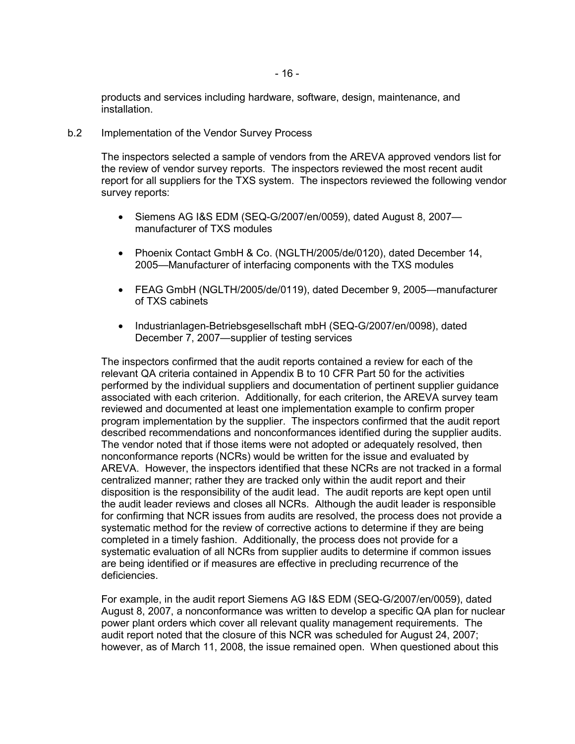products and services including hardware, software, design, maintenance, and installation.

b.2 Implementation of the Vendor Survey Process

The inspectors selected a sample of vendors from the AREVA approved vendors list for the review of vendor survey reports. The inspectors reviewed the most recent audit report for all suppliers for the TXS system. The inspectors reviewed the following vendor survey reports:

- Siemens AG I&S EDM (SEQ-G/2007/en/0059), dated August 8, 2007—manufacturer of TXS modules
- Phoenix Contact GmbH & Co. (NGLTH/2005/de/0120), dated December 14, 2005—Manufacturer of interfacing components with the TXS modules
- FEAG GmbH (NGLTH/2005/de/0119), dated December 9, 2005—manufacturer of TXS cabinets
- Industrianlagen-Betriebsgesellschaft mbH (SEQ-G/2007/en/0098), dated December 7, 2007—supplier of testing services

The inspectors confirmed that the audit reports contained a review for each of the relevant QA criteria contained in Appendix B to 10 CFR Part 50 for the activities performed by the individual suppliers and documentation of pertinent supplier guidance associated with each criterion. Additionally, for each criterion, the AREVA survey team reviewed and documented at least one implementation example to confirm proper program implementation by the supplier. The inspectors confirmed that the audit report described recommendations and nonconformances identified during the supplier audits. The vendor noted that if those items were not adopted or adequately resolved, then nonconformance reports (NCRs) would be written for the issue and evaluated by AREVA. However, the inspectors identified that these NCRs are not tracked in a formal centralized manner; rather they are tracked only within the audit report and their disposition is the responsibility of the audit lead. The audit reports are kept open until the audit leader reviews and closes all NCRs. Although the audit leader is responsible for confirming that NCR issues from audits are resolved, the process does not provide a systematic method for the review of corrective actions to determine if they are being completed in a timely fashion. Additionally, the process does not provide for a systematic evaluation of all NCRs from supplier audits to determine if common issues are being identified or if measures are effective in precluding recurrence of the deficiencies.

For example, in the audit report Siemens AG I&S EDM (SEQ-G/2007/en/0059), dated August 8, 2007, a nonconformance was written to develop a specific QA plan for nuclear power plant orders which cover all relevant quality management requirements. The audit report noted that the closure of this NCR was scheduled for August 24, 2007; however, as of March 11, 2008, the issue remained open. When questioned about this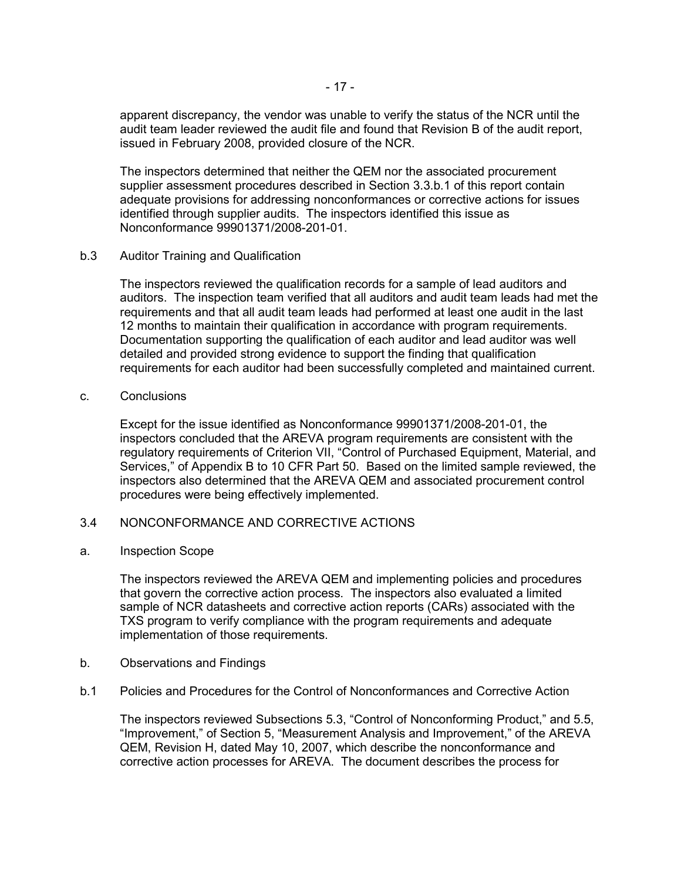apparent discrepancy, the vendor was unable to verify the status of the NCR until the audit team leader reviewed the audit file and found that Revision B of the audit report, issued in February 2008, provided closure of the NCR.

The inspectors determined that neither the QEM nor the associated procurement supplier assessment procedures described in Section 3.3.b.1 of this report contain adequate provisions for addressing nonconformances or corrective actions for issues identified through supplier audits. The inspectors identified this issue as Nonconformance 99901371/2008-201-01.

b.3 Auditor Training and Qualification

The inspectors reviewed the qualification records for a sample of lead auditors and auditors. The inspection team verified that all auditors and audit team leads had met the requirements and that all audit team leads had performed at least one audit in the last 12 months to maintain their qualification in accordance with program requirements. Documentation supporting the qualification of each auditor and lead auditor was well detailed and provided strong evidence to support the finding that qualification requirements for each auditor had been successfully completed and maintained current.

c. Conclusions

Except for the issue identified as Nonconformance 99901371/2008-201-01, the inspectors concluded that the AREVA program requirements are consistent with the regulatory requirements of Criterion VII, "Control of Purchased Equipment, Material, and Services," of Appendix B to 10 CFR Part 50. Based on the limited sample reviewed, the inspectors also determined that the AREVA QEM and associated procurement control procedures were being effectively implemented.

## 3.4 NONCONFORMANCE AND CORRECTIVE ACTIONS

a. Inspection Scope

The inspectors reviewed the AREVA QEM and implementing policies and procedures that govern the corrective action process. The inspectors also evaluated a limited sample of NCR datasheets and corrective action reports (CARs) associated with the TXS program to verify compliance with the program requirements and adequate implementation of those requirements.

b. Observations and Findings

b.1 Policies and Procedures for the Control of Nonconformances and Corrective Action

The inspectors reviewed Subsections 5.3, "Control of Nonconforming Product," and 5.5, "Improvement," of Section 5, "Measurement Analysis and Improvement," of the AREVA QEM, Revision H, dated May 10, 2007, which describe the nonconformance and corrective action processes for AREVA. The document describes the process for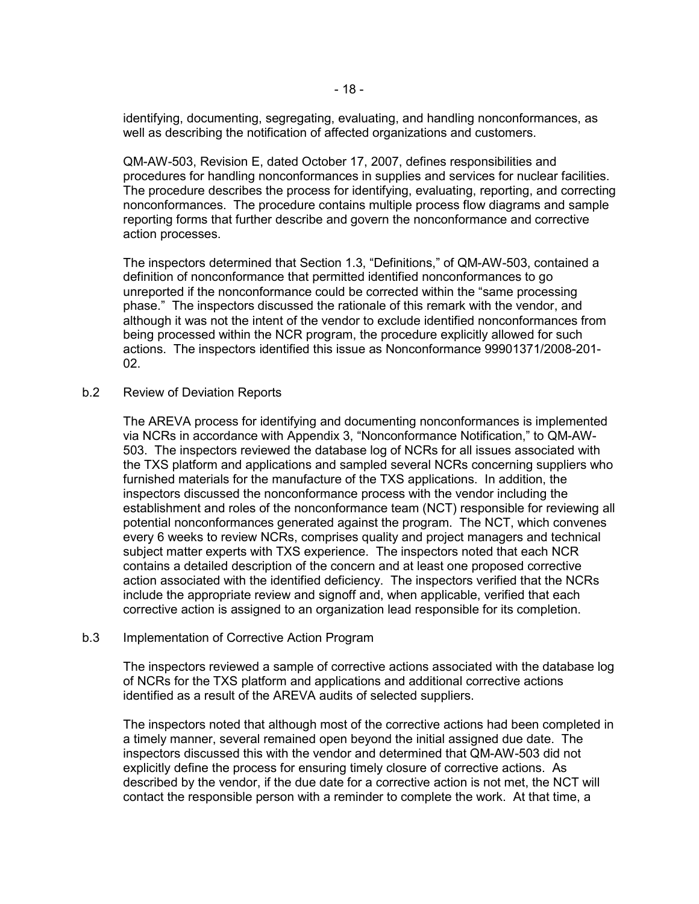identifying, documenting, segregating, evaluating, and handling nonconformances, as well as describing the notification of affected organizations and customers.

QM-AW-503, Revision E, dated October 17, 2007, defines responsibilities and procedures for handling nonconformances in supplies and services for nuclear facilities. The procedure describes the process for identifying, evaluating, reporting, and correcting nonconformances. The procedure contains multiple process flow diagrams and sample reporting forms that further describe and govern the nonconformance and corrective action processes.

The inspectors determined that Section 1.3, "Definitions," of QM-AW-503, contained a definition of nonconformance that permitted identified nonconformances to go unreported if the nonconformance could be corrected within the "same processing phase." The inspectors discussed the rationale of this remark with the vendor, and although it was not the intent of the vendor to exclude identified nonconformances from being processed within the NCR program, the procedure explicitly allowed for such actions. The inspectors identified this issue as Nonconformance 99901371/2008-201-02.

b.2 Review of Deviation Reports

The AREVA process for identifying and documenting nonconformances is implemented via NCRs in accordance with Appendix 3, "Nonconformance Notification," to QM-AW-503. The inspectors reviewed the database log of NCRs for all issues associated with the TXS platform and applications and sampled several NCRs concerning suppliers who furnished materials for the manufacture of the TXS applications. In addition, the inspectors discussed the nonconformance process with the vendor including the establishment and roles of the nonconformance team (NCT) responsible for reviewing all potential nonconformances generated against the program. The NCT, which convenes every 6 weeks to review NCRs, comprises quality and project managers and technical subject matter experts with TXS experience. The inspectors noted that each NCR contains a detailed description of the concern and at least one proposed corrective action associated with the identified deficiency. The inspectors verified that the NCRs include the appropriate review and signoff and, when applicable, verified that each corrective action is assigned to an organization lead responsible for its completion.

b.3 Implementation of Corrective Action Program

The inspectors reviewed a sample of corrective actions associated with the database log of NCRs for the TXS platform and applications and additional corrective actions identified as a result of the AREVA audits of selected suppliers.

The inspectors noted that although most of the corrective actions had been completed in a timely manner, several remained open beyond the initial assigned due date. The inspectors discussed this with the vendor and determined that QM-AW-503 did not explicitly define the process for ensuring timely closure of corrective actions. As described by the vendor, if the due date for a corrective action is not met, the NCT will contact the responsible person with a reminder to complete the work. At that time, a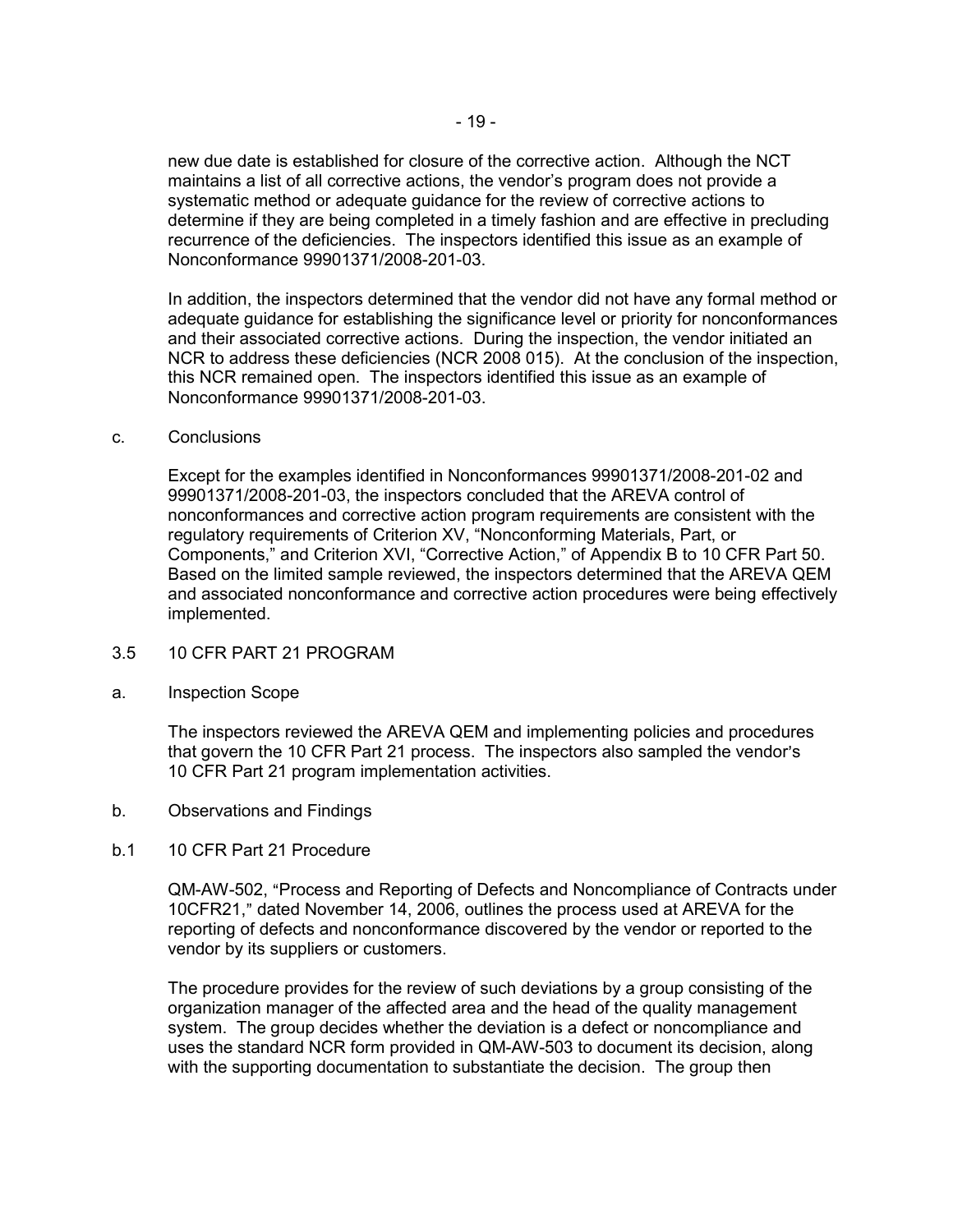new due date is established for closure of the corrective action. Although the NCT maintains a list of all corrective actions, the vendor's program does not provide a systematic method or adequate guidance for the review of corrective actions to determine if they are being completed in a timely fashion and are effective in precluding recurrence of the deficiencies. The inspectors identified this issue as an example of Nonconformance 99901371/2008-201-03.

In addition, the inspectors determined that the vendor did not have any formal method or adequate guidance for establishing the significance level or priority for nonconformances and their associated corrective actions. During the inspection, the vendor initiated an NCR to address these deficiencies (NCR 2008 015). At the conclusion of the inspection, this NCR remained open. The inspectors identified this issue as an example of Nonconformance 99901371/2008-201-03.

c. Conclusions

Except for the examples identified in Nonconformances 99901371/2008-201-02 and 99901371/2008-201-03, the inspectors concluded that the AREVA control of nonconformances and corrective action program requirements are consistent with the regulatory requirements of Criterion XV, "Nonconforming Materials, Part, or Components," and Criterion XVI, "Corrective Action," of Appendix B to 10 CFR Part 50. Based on the limited sample reviewed, the inspectors determined that the AREVA QEM and associated nonconformance and corrective action procedures were being effectively implemented.

## 3.5 10 CFR PART 21 PROGRAM

a. Inspection Scope

The inspectors reviewed the AREVA QEM and implementing policies and procedures that govern the 10 CFR Part 21 process. The inspectors also sampled the vendor's 10 CFR Part 21 program implementation activities.

b. Observations and Findings

b.1 10 CFR Part 21 Procedure

QM-AW-502, "Process and Reporting of Defects and Noncompliance of Contracts under 10CFR21," dated November 14, 2006, outlines the process used at AREVA for the reporting of defects and nonconformance discovered by the vendor or reported to the vendor by its suppliers or customers.

The procedure provides for the review of such deviations by a group consisting of the organization manager of the affected area and the head of the quality management system. The group decides whether the deviation is a defect or noncompliance and uses the standard NCR form provided in QM-AW-503 to document its decision, along with the supporting documentation to substantiate the decision. The group then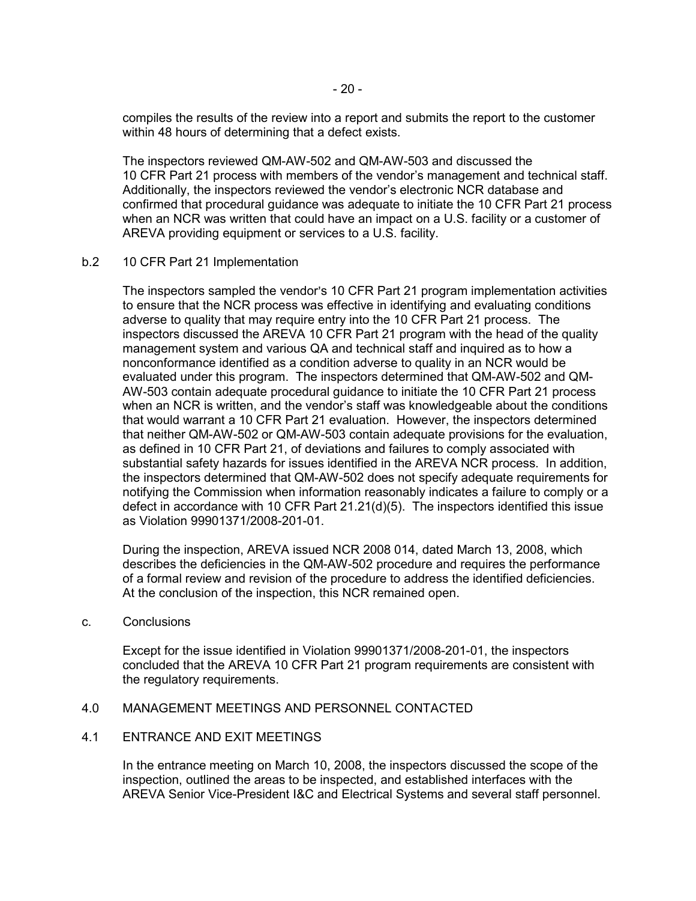compiles the results of the review into a report and submits the report to the customer within 48 hours of determining that a defect exists.

The inspectors reviewed QM-AW-502 and QM-AW-503 and discussed the 10 CFR Part 21 process with members of the vendor's management and technical staff. Additionally, the inspectors reviewed the vendor's electronic NCR database and confirmed that procedural guidance was adequate to initiate the 10 CFR Part 21 process when an NCR was written that could have an impact on a U.S. facility or a customer of AREVA providing equipment or services to a U.S. facility.

b.2 10 CFR Part 21 Implementation

The inspectors sampled the vendor's 10 CFR Part 21 program implementation activities to ensure that the NCR process was effective in identifying and evaluating conditions adverse to quality that may require entry into the 10 CFR Part 21 process. The inspectors discussed the AREVA 10 CFR Part 21 program with the head of the quality management system and various QA and technical staff and inquired as to how a nonconformance identified as a condition adverse to quality in an NCR would be evaluated under this program. The inspectors determined that QM-AW-502 and QM-AW-503 contain adequate procedural guidance to initiate the 10 CFR Part 21 process when an NCR is written, and the vendor's staff was knowledgeable about the conditions that would warrant a 10 CFR Part 21 evaluation. However, the inspectors determined that neither QM-AW-502 or QM-AW-503 contain adequate provisions for the evaluation, as defined in 10 CFR Part 21, of deviations and failures to comply associated with substantial safety hazards for issues identified in the AREVA NCR process. In addition, the inspectors determined that QM-AW-502 does not specify adequate requirements for notifying the Commission when information reasonably indicates a failure to comply or a defect in accordance with 10 CFR Part 21.21(d)(5). The inspectors identified this issue as Violation 99901371/2008-201-01.

During the inspection, AREVA issued NCR 2008 014, dated March 13, 2008, which describes the deficiencies in the QM-AW-502 procedure and requires the performance of a formal review and revision of the procedure to address the identified deficiencies. At the conclusion of the inspection, this NCR remained open.

c. Conclusions

Except for the issue identified in Violation 99901371/2008-201-01, the inspectors concluded that the AREVA 10 CFR Part 21 program requirements are consistent with the regulatory requirements.

## 4.0 MANAGEMENT MEETINGS AND PERSONNEL CONTACTED

### 4.1 ENTRANCE AND EXIT MEETINGS

In the entrance meeting on March 10, 2008, the inspectors discussed the scope of the inspection, outlined the areas to be inspected, and established interfaces with the AREVA Senior Vice-President I&C and Electrical Systems and several staff personnel.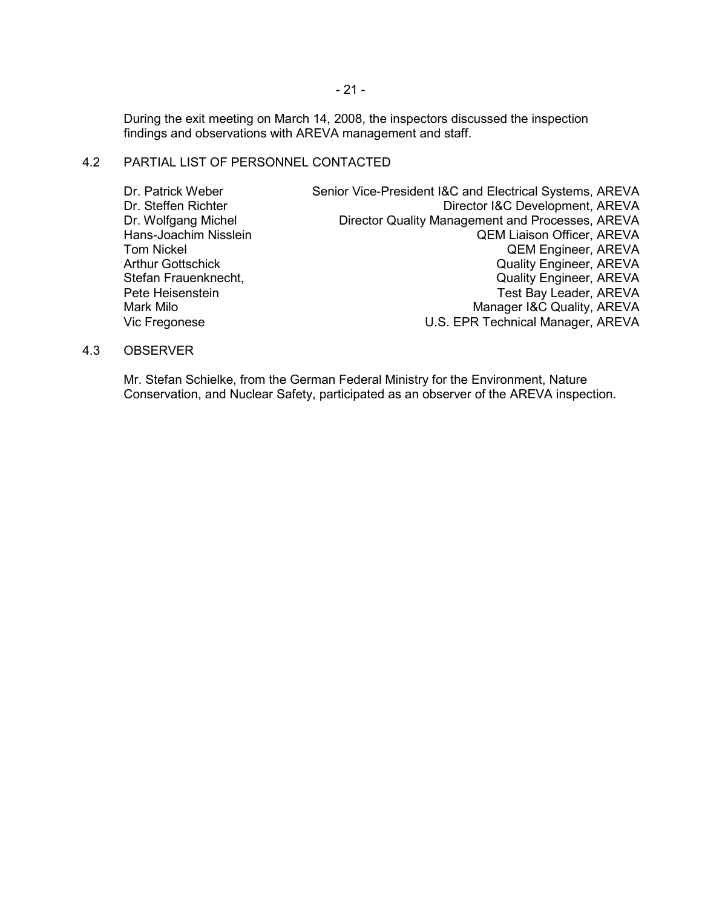During the exit meeting on March 14, 2008, the inspectors discussed the inspection findings and observations with AREVA management and staff.

## 4.2 PARTIAL LIST OF PERSONNEL CONTACTED

| | |
|---|---|
| Dr. Patrick Weber | Senior Vice-President I&C and Electrical Systems, AREVA |
| Dr. Steffen Richter | Director I&C Development, AREVA |
| Dr. Wolfgang Michel | Director Quality Management and Processes, AREVA |
| Hans-Joachim Nisslein | QEM Liaison Officer, AREVA |
| Tom Nickel | QEM Engineer, AREVA |
| Arthur Gottschick | Quality Engineer, AREVA |
| Stefan Frauenknecht, | Quality Engineer, AREVA |
| Pete Heisenstein | Test Bay Leader, AREVA |
| Mark Milo | Manager I&C Quality, AREVA |
| Vic Fregonese | U.S. EPR Technical Manager, AREVA |

## 4.3 OBSERVER

Mr. Stefan Schielke, from the German Federal Ministry for the Environment, Nature Conservation, and Nuclear Safety, participated as an observer of the AREVA inspection.